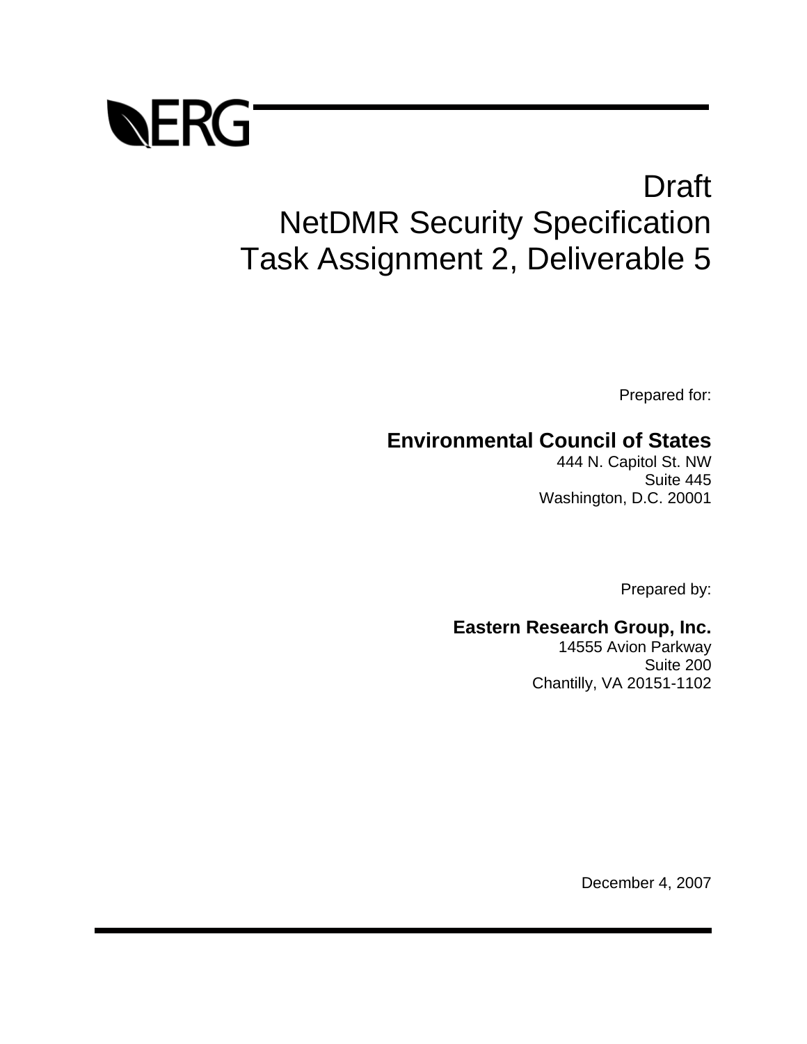ERG

# Draft
# NetDMR Security Specification
# Task Assignment 2, Deliverable 5

Prepared for:

**Environmental Council of States**
444 N. Capitol St. NW
Suite 445
Washington, D.C. 20001

Prepared by:

**Eastern Research Group, Inc.**
14555 Avion Parkway
Suite 200
Chantilly, VA 20151-1102

December 4, 2007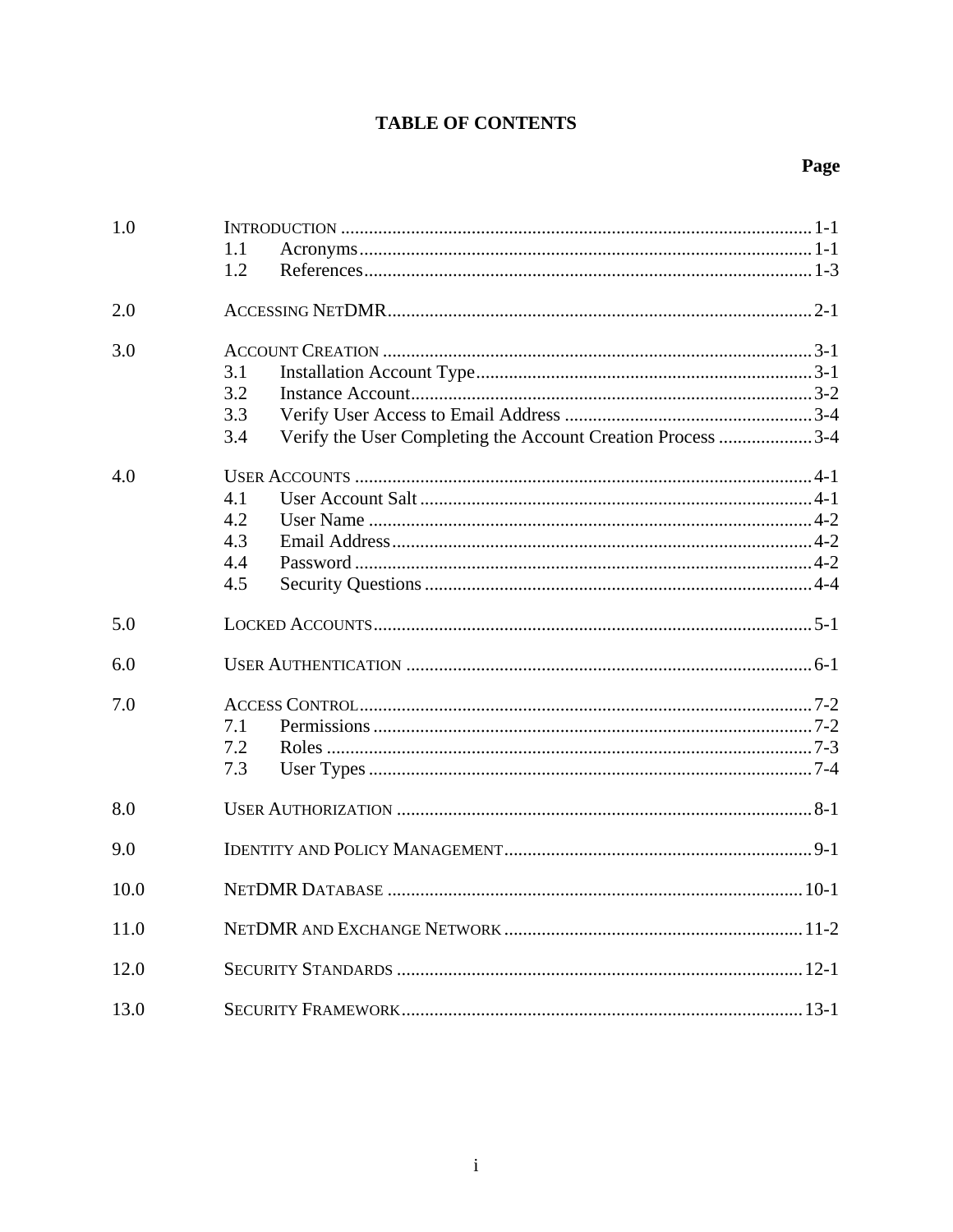# TABLE OF CONTENTS

| | | Page |
|---|---|---|
| 1.0 | INTRODUCTION | 1-1 |
| | 1.1 Acronyms | 1-1 |
| | 1.2 References | 1-3 |
| 2.0 | ACCESSING NETDMR | 2-1 |
| 3.0 | ACCOUNT CREATION | 3-1 |
| | 3.1 Installation Account Type | 3-1 |
| | 3.2 Instance Account | 3-2 |
| | 3.3 Verify User Access to Email Address | 3-4 |
| | 3.4 Verify the User Completing the Account Creation Process | 3-4 |
| 4.0 | USER ACCOUNTS | 4-1 |
| | 4.1 User Account Salt | 4-1 |
| | 4.2 User Name | 4-2 |
| | 4.3 Email Address | 4-2 |
| | 4.4 Password | 4-2 |
| | 4.5 Security Questions | 4-4 |
| 5.0 | LOCKED ACCOUNTS | 5-1 |
| 6.0 | USER AUTHENTICATION | 6-1 |
| 7.0 | ACCESS CONTROL | 7-2 |
| | 7.1 Permissions | 7-2 |
| | 7.2 Roles | 7-3 |
| | 7.3 User Types | 7-4 |
| 8.0 | USER AUTHORIZATION | 8-1 |
| 9.0 | IDENTITY AND POLICY MANAGEMENT | 9-1 |
| 10.0 | NETDMR DATABASE | 10-1 |
| 11.0 | NETDMR AND EXCHANGE NETWORK | 11-2 |
| 12.0 | SECURITY STANDARDS | 12-1 |
| 13.0 | SECURITY FRAMEWORK | 13-1 |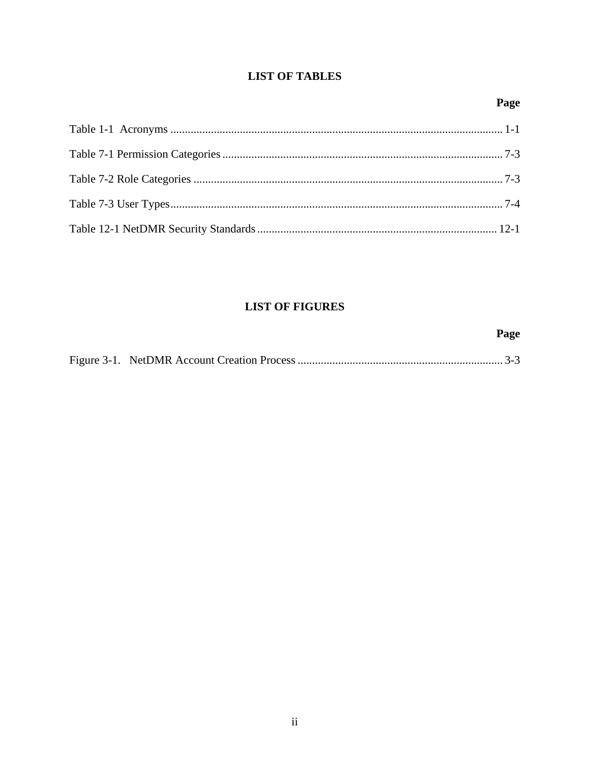## LIST OF TABLES

| | Page |
|---|---|
| Table 1-1 Acronyms | 1-1 |
| Table 7-1 Permission Categories | 7-3 |
| Table 7-2 Role Categories | 7-3 |
| Table 7-3 User Types | 7-4 |
| Table 12-1 NetDMR Security Standards | 12-1 |

## LIST OF FIGURES

| | Page |
|---|---|
| Figure 3-1. NetDMR Account Creation Process | 3-3 |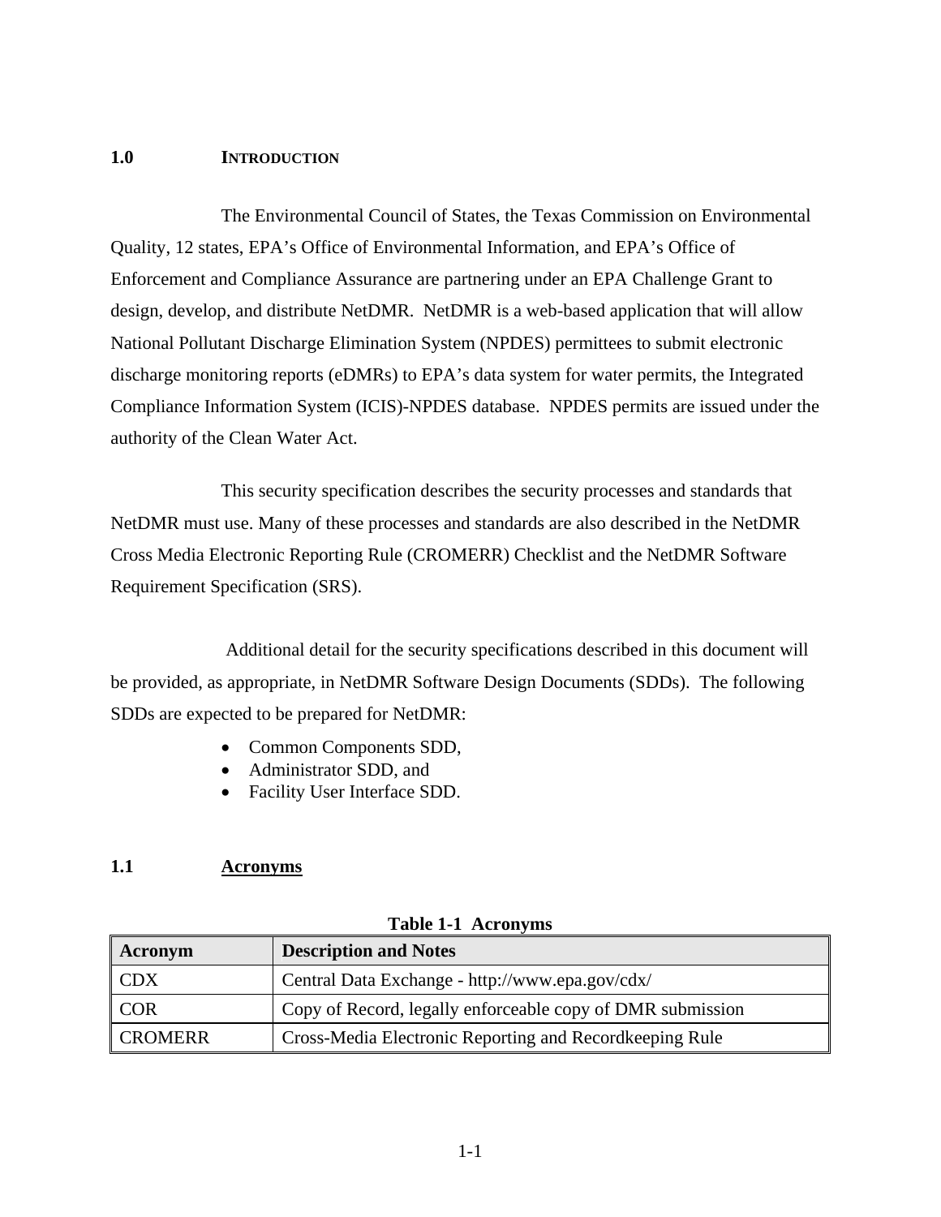# 1.0 INTRODUCTION

The Environmental Council of States, the Texas Commission on Environmental Quality, 12 states, EPA's Office of Environmental Information, and EPA's Office of Enforcement and Compliance Assurance are partnering under an EPA Challenge Grant to design, develop, and distribute NetDMR. NetDMR is a web-based application that will allow National Pollutant Discharge Elimination System (NPDES) permittees to submit electronic discharge monitoring reports (eDMRs) to EPA's data system for water permits, the Integrated Compliance Information System (ICIS)-NPDES database. NPDES permits are issued under the authority of the Clean Water Act.

This security specification describes the security processes and standards that NetDMR must use. Many of these processes and standards are also described in the NetDMR Cross Media Electronic Reporting Rule (CROMERR) Checklist and the NetDMR Software Requirement Specification (SRS).

Additional detail for the security specifications described in this document will be provided, as appropriate, in NetDMR Software Design Documents (SDDs). The following SDDs are expected to be prepared for NetDMR:

- Common Components SDD,
- Administrator SDD, and
- Facility User Interface SDD.

## 1.1 Acronyms

**Table 1-1 Acronyms**

| Acronym | Description and Notes |
|---|---|
| CDX | Central Data Exchange - http://www.epa.gov/cdx/ |
| COR | Copy of Record, legally enforceable copy of DMR submission |
| CROMERR | Cross-Media Electronic Reporting and Recordkeeping Rule |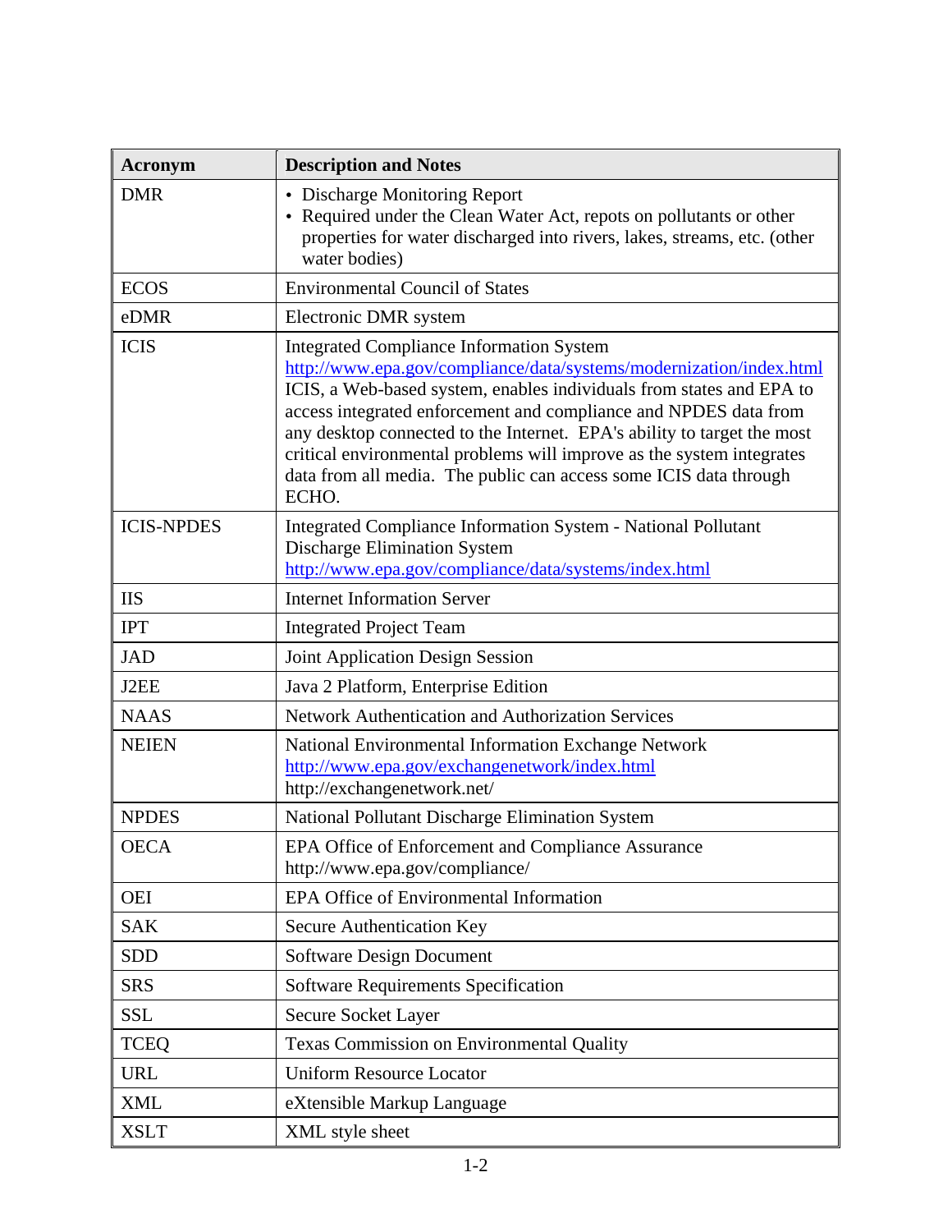| Acronym | Description and Notes |
|---|---|
| DMR | • Discharge Monitoring Report<br>• Required under the Clean Water Act, repots on pollutants or other properties for water discharged into rivers, lakes, streams, etc. (other water bodies) |
| ECOS | Environmental Council of States |
| eDMR | Electronic DMR system |
| ICIS | Integrated Compliance Information System<br>http://www.epa.gov/compliance/data/systems/modernization/index.html<br>ICIS, a Web-based system, enables individuals from states and EPA to access integrated enforcement and compliance and NPDES data from any desktop connected to the Internet. EPA's ability to target the most critical environmental problems will improve as the system integrates data from all media. The public can access some ICIS data through ECHO. |
| ICIS-NPDES | Integrated Compliance Information System - National Pollutant Discharge Elimination System<br>http://www.epa.gov/compliance/data/systems/index.html |
| IIS | Internet Information Server |
| IPT | Integrated Project Team |
| JAD | Joint Application Design Session |
| J2EE | Java 2 Platform, Enterprise Edition |
| NAAS | Network Authentication and Authorization Services |
| NEIEN | National Environmental Information Exchange Network<br>http://www.epa.gov/exchangenetwork/index.html<br>http://exchangenetwork.net/ |
| NPDES | National Pollutant Discharge Elimination System |
| OECA | EPA Office of Enforcement and Compliance Assurance<br>http://www.epa.gov/compliance/ |
| OEI | EPA Office of Environmental Information |
| SAK | Secure Authentication Key |
| SDD | Software Design Document |
| SRS | Software Requirements Specification |
| SSL | Secure Socket Layer |
| TCEQ | Texas Commission on Environmental Quality |
| URL | Uniform Resource Locator |
| XML | eXtensible Markup Language |
| XSLT | XML style sheet |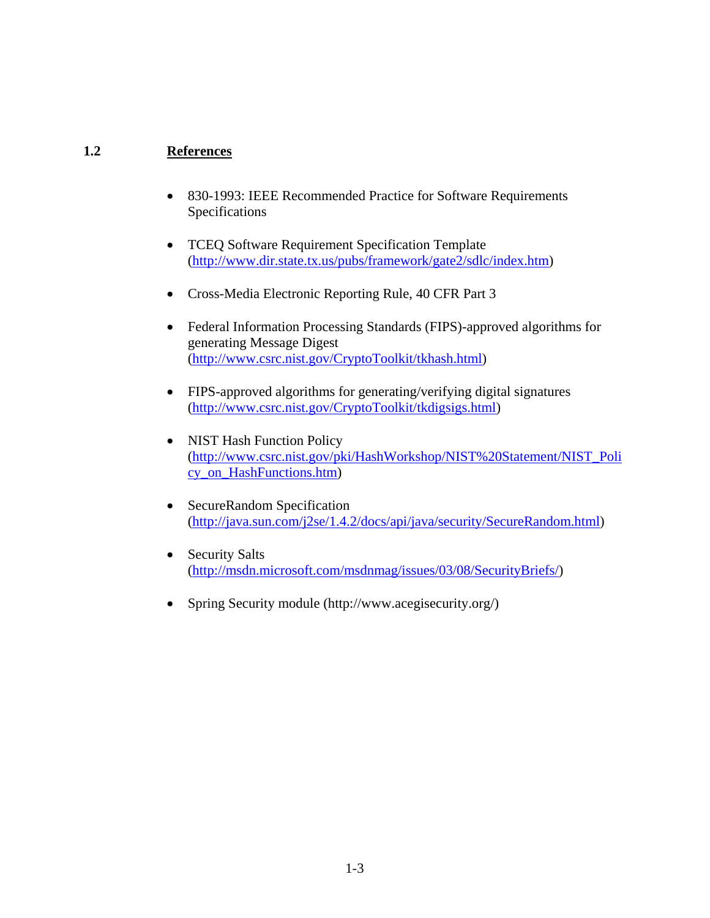## 1.2 References

- 830-1993: IEEE Recommended Practice for Software Requirements Specifications

- TCEQ Software Requirement Specification Template (http://www.dir.state.tx.us/pubs/framework/gate2/sdlc/index.htm)

- Cross-Media Electronic Reporting Rule, 40 CFR Part 3

- Federal Information Processing Standards (FIPS)-approved algorithms for generating Message Digest (http://www.csrc.nist.gov/CryptoToolkit/tkhash.html)

- FIPS-approved algorithms for generating/verifying digital signatures (http://www.csrc.nist.gov/CryptoToolkit/tkdigsigs.html)

- NIST Hash Function Policy (http://www.csrc.nist.gov/pki/HashWorkshop/NIST%20Statement/NIST_Policy_on_HashFunctions.htm)

- SecureRandom Specification (http://java.sun.com/j2se/1.4.2/docs/api/java/security/SecureRandom.html)

- Security Salts (http://msdn.microsoft.com/msdnmag/issues/03/08/SecurityBriefs/)

- Spring Security module (http://www.acegisecurity.org/)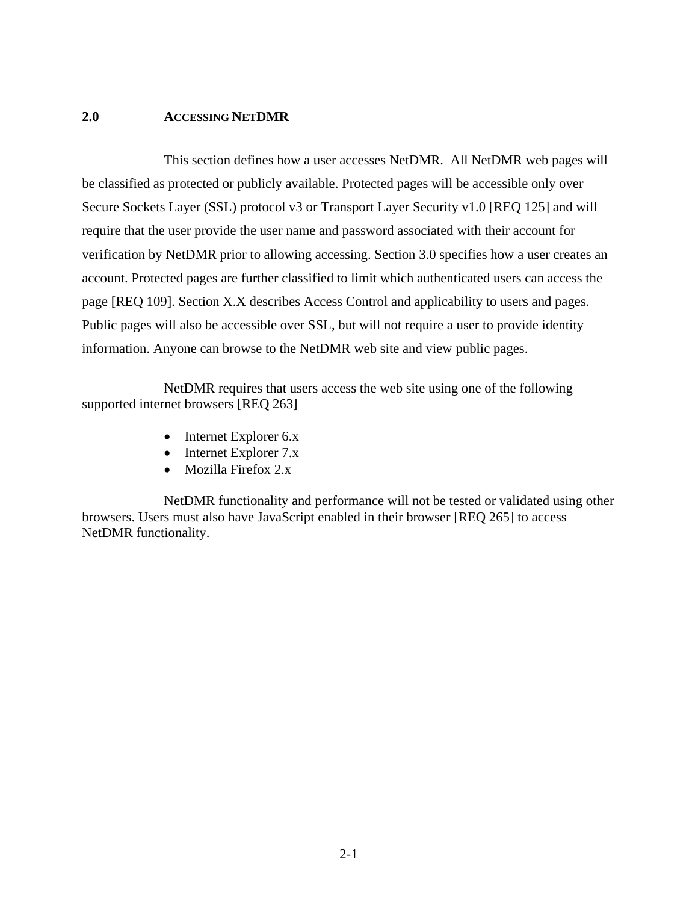## 2.0 ACCESSING NETDMR

This section defines how a user accesses NetDMR. All NetDMR web pages will be classified as protected or publicly available. Protected pages will be accessible only over Secure Sockets Layer (SSL) protocol v3 or Transport Layer Security v1.0 [REQ 125] and will require that the user provide the user name and password associated with their account for verification by NetDMR prior to allowing accessing. Section 3.0 specifies how a user creates an account. Protected pages are further classified to limit which authenticated users can access the page [REQ 109]. Section X.X describes Access Control and applicability to users and pages. Public pages will also be accessible over SSL, but will not require a user to provide identity information. Anyone can browse to the NetDMR web site and view public pages.

NetDMR requires that users access the web site using one of the following supported internet browsers [REQ 263]

- Internet Explorer 6.x
- Internet Explorer 7.x
- Mozilla Firefox 2.x

NetDMR functionality and performance will not be tested or validated using other browsers. Users must also have JavaScript enabled in their browser [REQ 265] to access NetDMR functionality.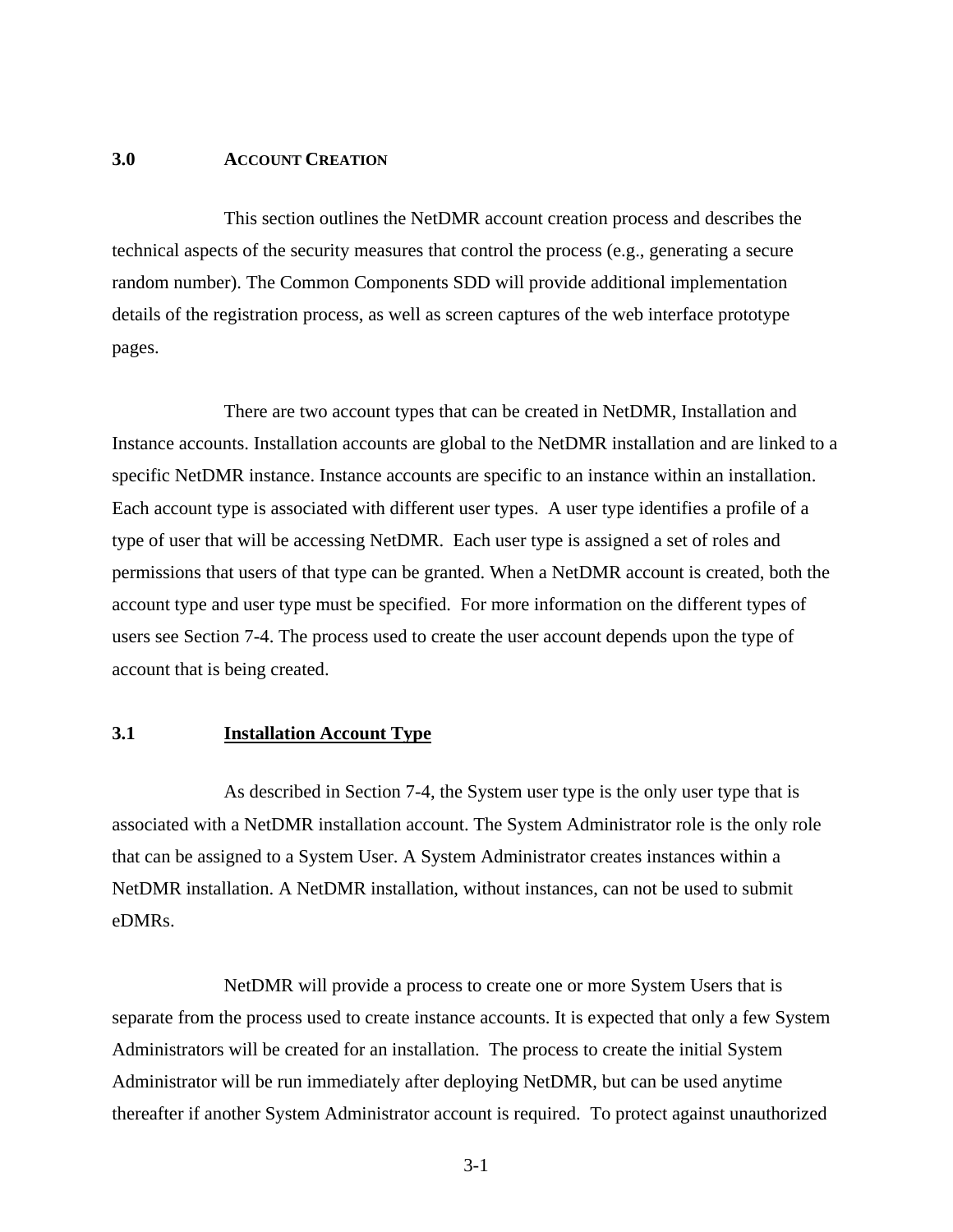# 3.0 ACCOUNT CREATION

This section outlines the NetDMR account creation process and describes the technical aspects of the security measures that control the process (e.g., generating a secure random number). The Common Components SDD will provide additional implementation details of the registration process, as well as screen captures of the web interface prototype pages.

There are two account types that can be created in NetDMR, Installation and Instance accounts. Installation accounts are global to the NetDMR installation and are linked to a specific NetDMR instance. Instance accounts are specific to an instance within an installation. Each account type is associated with different user types. A user type identifies a profile of a type of user that will be accessing NetDMR. Each user type is assigned a set of roles and permissions that users of that type can be granted. When a NetDMR account is created, both the account type and user type must be specified. For more information on the different types of users see Section 7-4. The process used to create the user account depends upon the type of account that is being created.

## 3.1 Installation Account Type

As described in Section 7-4, the System user type is the only user type that is associated with a NetDMR installation account. The System Administrator role is the only role that can be assigned to a System User. A System Administrator creates instances within a NetDMR installation. A NetDMR installation, without instances, can not be used to submit eDMRs.

NetDMR will provide a process to create one or more System Users that is separate from the process used to create instance accounts. It is expected that only a few System Administrators will be created for an installation. The process to create the initial System Administrator will be run immediately after deploying NetDMR, but can be used anytime thereafter if another System Administrator account is required. To protect against unauthorized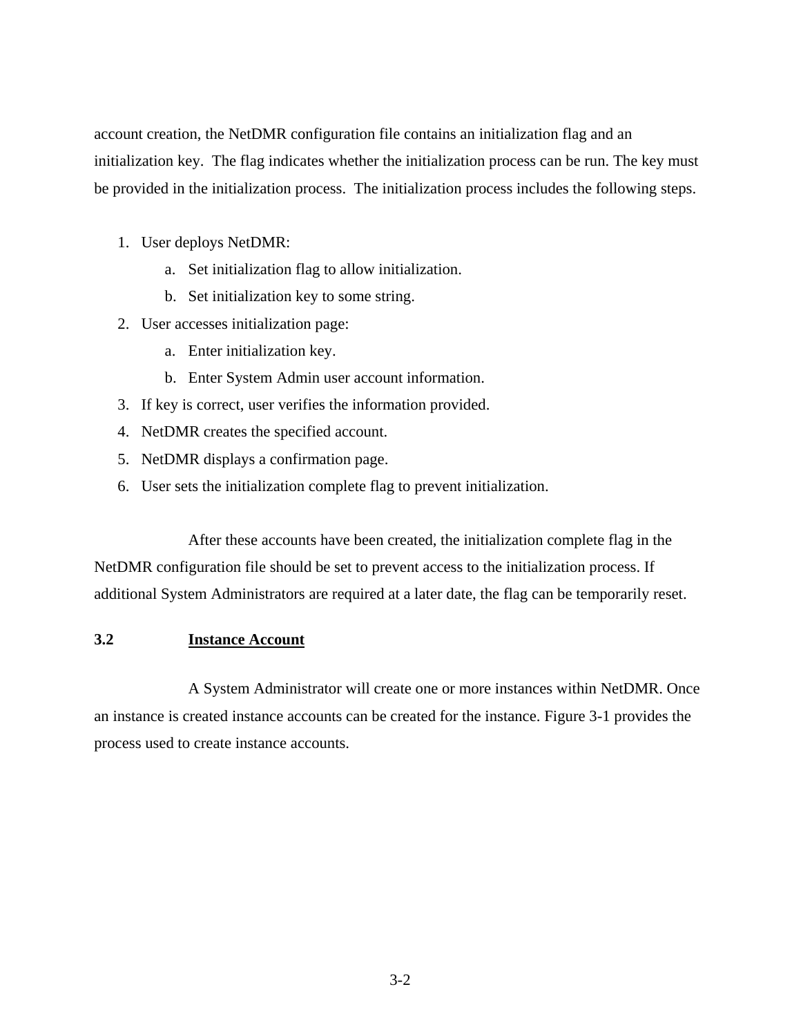account creation, the NetDMR configuration file contains an initialization flag and an initialization key. The flag indicates whether the initialization process can be run. The key must be provided in the initialization process. The initialization process includes the following steps.

1. User deploys NetDMR:
    a. Set initialization flag to allow initialization.
    b. Set initialization key to some string.
2. User accesses initialization page:
    a. Enter initialization key.
    b. Enter System Admin user account information.
3. If key is correct, user verifies the information provided.
4. NetDMR creates the specified account.
5. NetDMR displays a confirmation page.
6. User sets the initialization complete flag to prevent initialization.

After these accounts have been created, the initialization complete flag in the NetDMR configuration file should be set to prevent access to the initialization process. If additional System Administrators are required at a later date, the flag can be temporarily reset.

## 3.2 Instance Account

A System Administrator will create one or more instances within NetDMR. Once an instance is created instance accounts can be created for the instance. Figure 3-1 provides the process used to create instance accounts.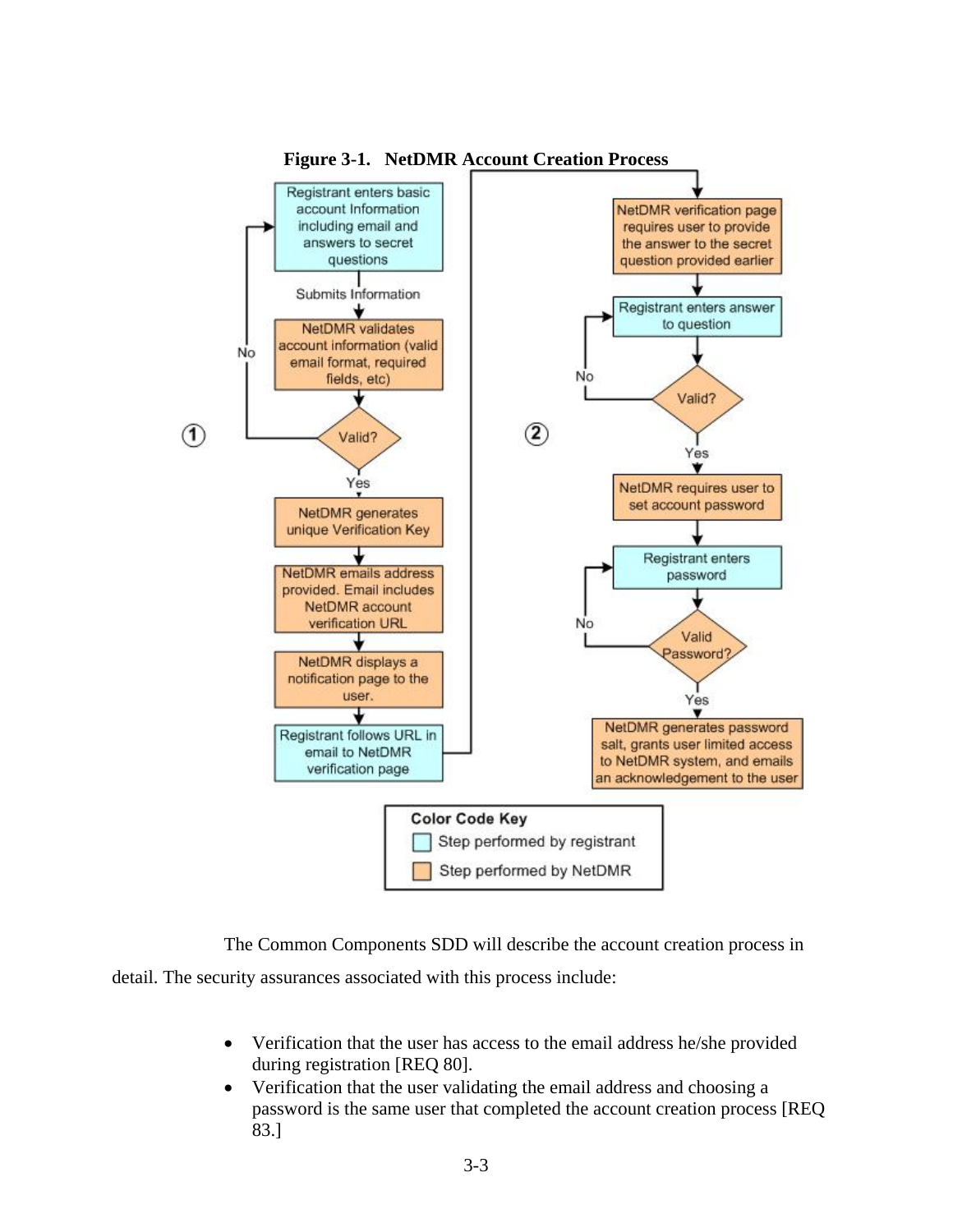**Figure 3-1. NetDMR Account Creation Process**

The Common Components SDD will describe the account creation process in detail. The security assurances associated with this process include:

- Verification that the user has access to the email address he/she provided during registration [REQ 80].
- Verification that the user validating the email address and choosing a password is the same user that completed the account creation process [REQ 83.]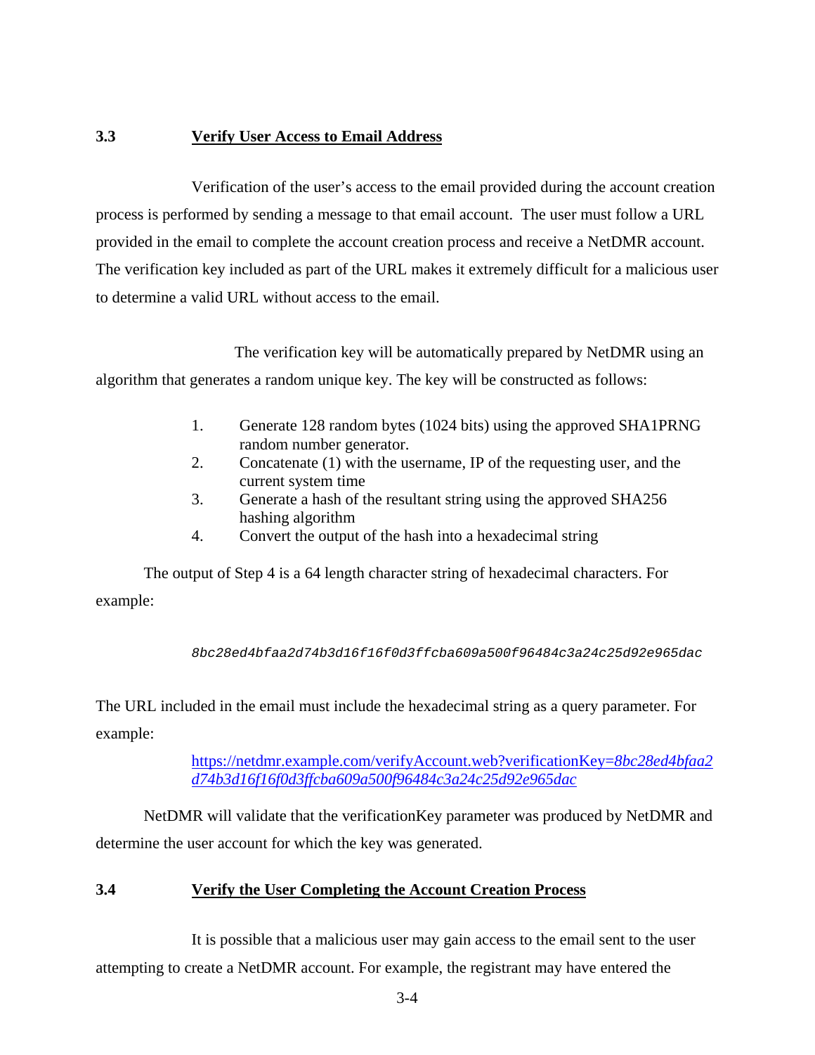### 3.3 Verify User Access to Email Address

Verification of the user's access to the email provided during the account creation process is performed by sending a message to that email account. The user must follow a URL provided in the email to complete the account creation process and receive a NetDMR account. The verification key included as part of the URL makes it extremely difficult for a malicious user to determine a valid URL without access to the email.

The verification key will be automatically prepared by NetDMR using an algorithm that generates a random unique key. The key will be constructed as follows:

1. Generate 128 random bytes (1024 bits) using the approved SHA1PRNG random number generator.
2. Concatenate (1) with the username, IP of the requesting user, and the current system time
3. Generate a hash of the resultant string using the approved SHA256 hashing algorithm
4. Convert the output of the hash into a hexadecimal string

The output of Step 4 is a 64 length character string of hexadecimal characters. For example:

*8bc28ed4bfaa2d74b3d16f16f0d3ffcba609a500f96484c3a24c25d92e965dac*

The URL included in the email must include the hexadecimal string as a query parameter. For example:

https://netdmr.example.com/verifyAccount.web?verificationKey=*8bc28ed4bfaa2d74b3d16f16f0d3ffcba609a500f96484c3a24c25d92e965dac*

NetDMR will validate that the verificationKey parameter was produced by NetDMR and determine the user account for which the key was generated.

### 3.4 Verify the User Completing the Account Creation Process

It is possible that a malicious user may gain access to the email sent to the user attempting to create a NetDMR account. For example, the registrant may have entered the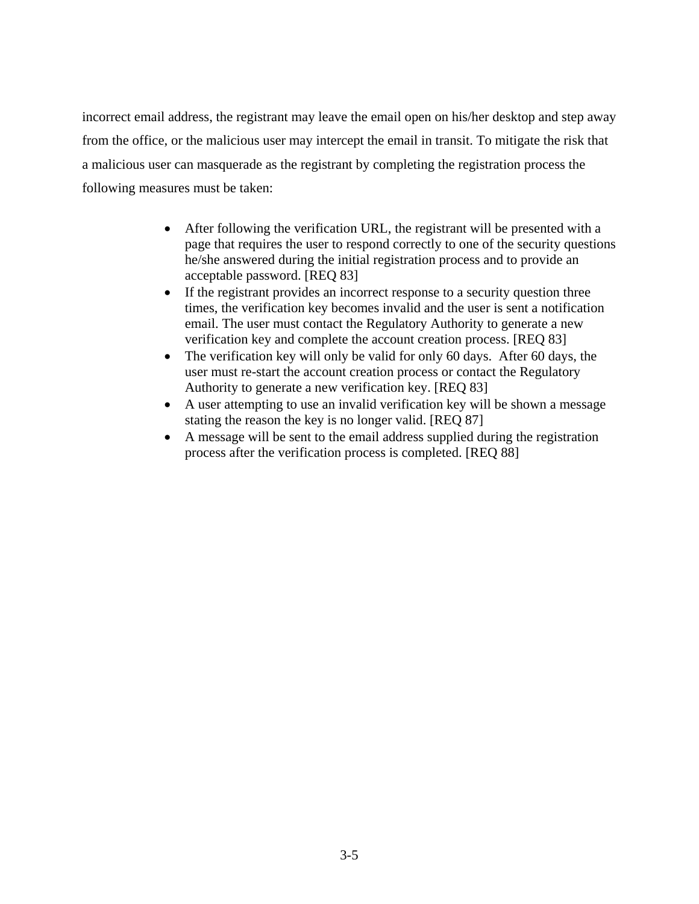incorrect email address, the registrant may leave the email open on his/her desktop and step away from the office, or the malicious user may intercept the email in transit. To mitigate the risk that a malicious user can masquerade as the registrant by completing the registration process the following measures must be taken:

- After following the verification URL, the registrant will be presented with a page that requires the user to respond correctly to one of the security questions he/she answered during the initial registration process and to provide an acceptable password. [REQ 83]
- If the registrant provides an incorrect response to a security question three times, the verification key becomes invalid and the user is sent a notification email. The user must contact the Regulatory Authority to generate a new verification key and complete the account creation process. [REQ 83]
- The verification key will only be valid for only 60 days. After 60 days, the user must re-start the account creation process or contact the Regulatory Authority to generate a new verification key. [REQ 83]
- A user attempting to use an invalid verification key will be shown a message stating the reason the key is no longer valid. [REQ 87]
- A message will be sent to the email address supplied during the registration process after the verification process is completed. [REQ 88]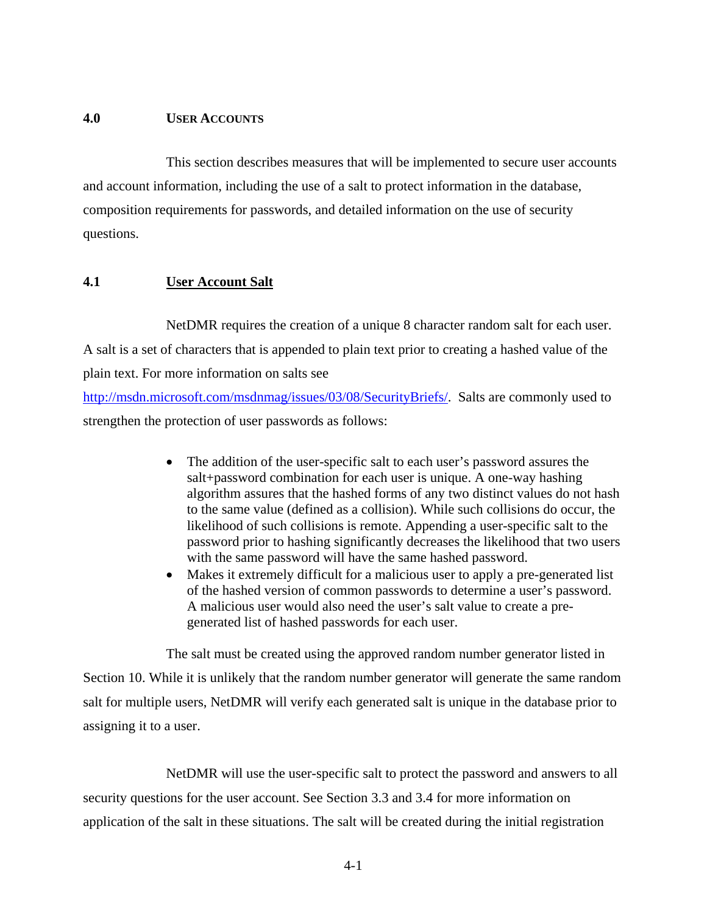## 4.0 USER ACCOUNTS

This section describes measures that will be implemented to secure user accounts and account information, including the use of a salt to protect information in the database, composition requirements for passwords, and detailed information on the use of security questions.

### 4.1 User Account Salt

NetDMR requires the creation of a unique 8 character random salt for each user. A salt is a set of characters that is appended to plain text prior to creating a hashed value of the plain text. For more information on salts see http://msdn.microsoft.com/msdnmag/issues/03/08/SecurityBriefs/. Salts are commonly used to strengthen the protection of user passwords as follows:

- The addition of the user-specific salt to each user's password assures the salt+password combination for each user is unique. A one-way hashing algorithm assures that the hashed forms of any two distinct values do not hash to the same value (defined as a collision). While such collisions do occur, the likelihood of such collisions is remote. Appending a user-specific salt to the password prior to hashing significantly decreases the likelihood that two users with the same password will have the same hashed password.
- Makes it extremely difficult for a malicious user to apply a pre-generated list of the hashed version of common passwords to determine a user's password. A malicious user would also need the user's salt value to create a pre-generated list of hashed passwords for each user.

The salt must be created using the approved random number generator listed in Section 10. While it is unlikely that the random number generator will generate the same random salt for multiple users, NetDMR will verify each generated salt is unique in the database prior to assigning it to a user.

NetDMR will use the user-specific salt to protect the password and answers to all security questions for the user account. See Section 3.3 and 3.4 for more information on application of the salt in these situations. The salt will be created during the initial registration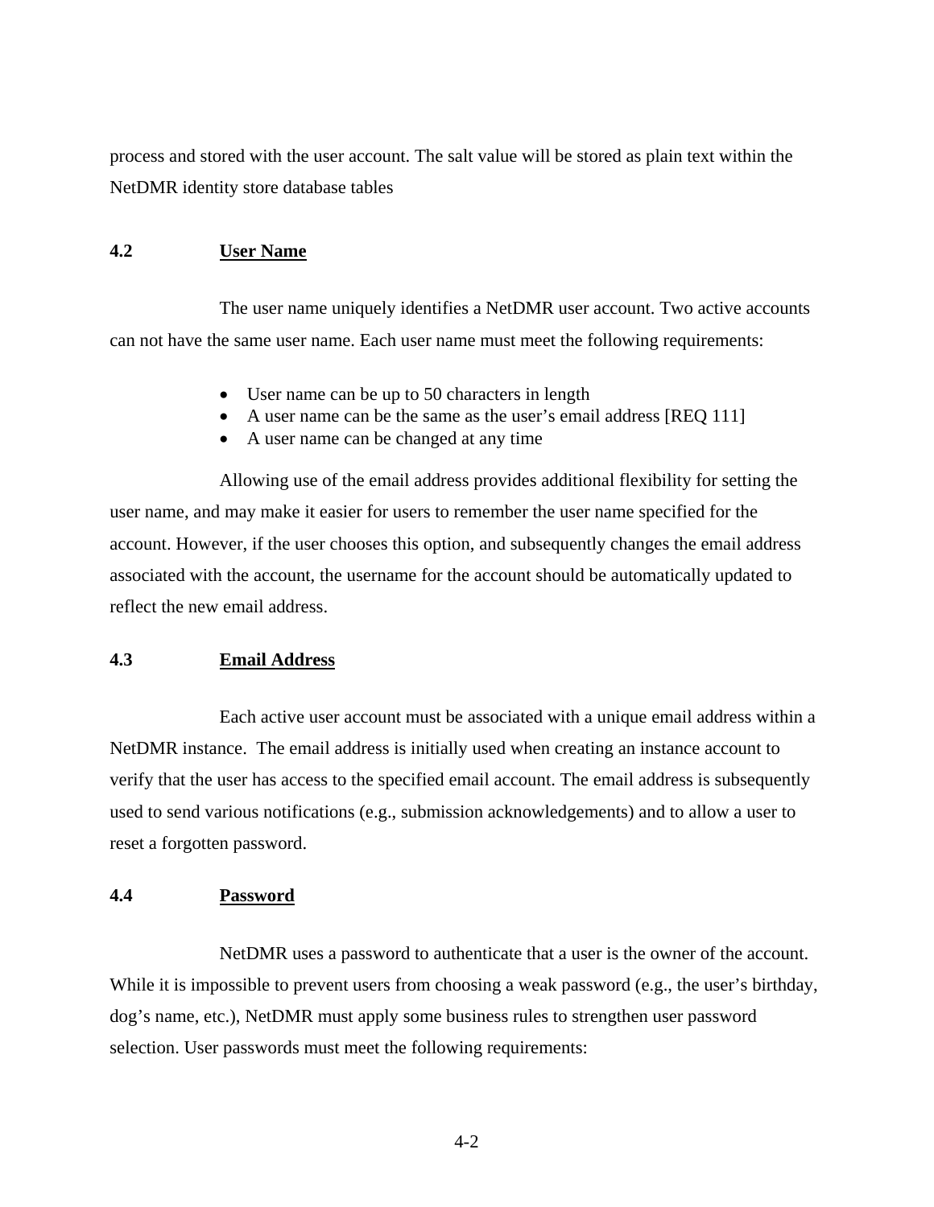process and stored with the user account. The salt value will be stored as plain text within the NetDMR identity store database tables

### 4.2 User Name

The user name uniquely identifies a NetDMR user account. Two active accounts can not have the same user name. Each user name must meet the following requirements:

- User name can be up to 50 characters in length
- A user name can be the same as the user's email address [REQ 111]
- A user name can be changed at any time

Allowing use of the email address provides additional flexibility for setting the user name, and may make it easier for users to remember the user name specified for the account. However, if the user chooses this option, and subsequently changes the email address associated with the account, the username for the account should be automatically updated to reflect the new email address.

### 4.3 Email Address

Each active user account must be associated with a unique email address within a NetDMR instance. The email address is initially used when creating an instance account to verify that the user has access to the specified email account. The email address is subsequently used to send various notifications (e.g., submission acknowledgements) and to allow a user to reset a forgotten password.

### 4.4 Password

NetDMR uses a password to authenticate that a user is the owner of the account. While it is impossible to prevent users from choosing a weak password (e.g., the user's birthday, dog's name, etc.), NetDMR must apply some business rules to strengthen user password selection. User passwords must meet the following requirements: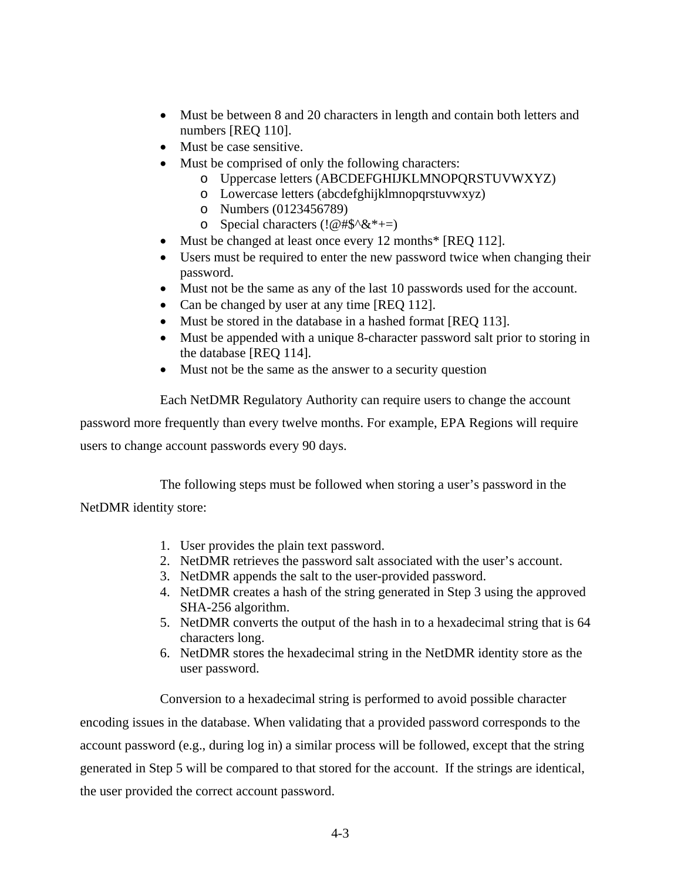- Must be between 8 and 20 characters in length and contain both letters and numbers [REQ 110].
- Must be case sensitive.
- Must be comprised of only the following characters:
    - Uppercase letters (ABCDEFGHIJKLMNOPQRSTUVWXYZ)
    - Lowercase letters (abcdefghijklmnopqrstuvwxyz)
    - Numbers (0123456789)
    - Special characters (!@#$^&*+=)
- Must be changed at least once every 12 months* [REQ 112].
- Users must be required to enter the new password twice when changing their password.
- Must not be the same as any of the last 10 passwords used for the account.
- Can be changed by user at any time [REQ 112].
- Must be stored in the database in a hashed format [REQ 113].
- Must be appended with a unique 8-character password salt prior to storing in the database [REQ 114].
- Must not be the same as the answer to a security question

Each NetDMR Regulatory Authority can require users to change the account password more frequently than every twelve months. For example, EPA Regions will require users to change account passwords every 90 days.

The following steps must be followed when storing a user's password in the NetDMR identity store:

1. User provides the plain text password.
2. NetDMR retrieves the password salt associated with the user's account.
3. NetDMR appends the salt to the user-provided password.
4. NetDMR creates a hash of the string generated in Step 3 using the approved SHA-256 algorithm.
5. NetDMR converts the output of the hash in to a hexadecimal string that is 64 characters long.
6. NetDMR stores the hexadecimal string in the NetDMR identity store as the user password.

Conversion to a hexadecimal string is performed to avoid possible character encoding issues in the database. When validating that a provided password corresponds to the account password (e.g., during log in) a similar process will be followed, except that the string generated in Step 5 will be compared to that stored for the account. If the strings are identical, the user provided the correct account password.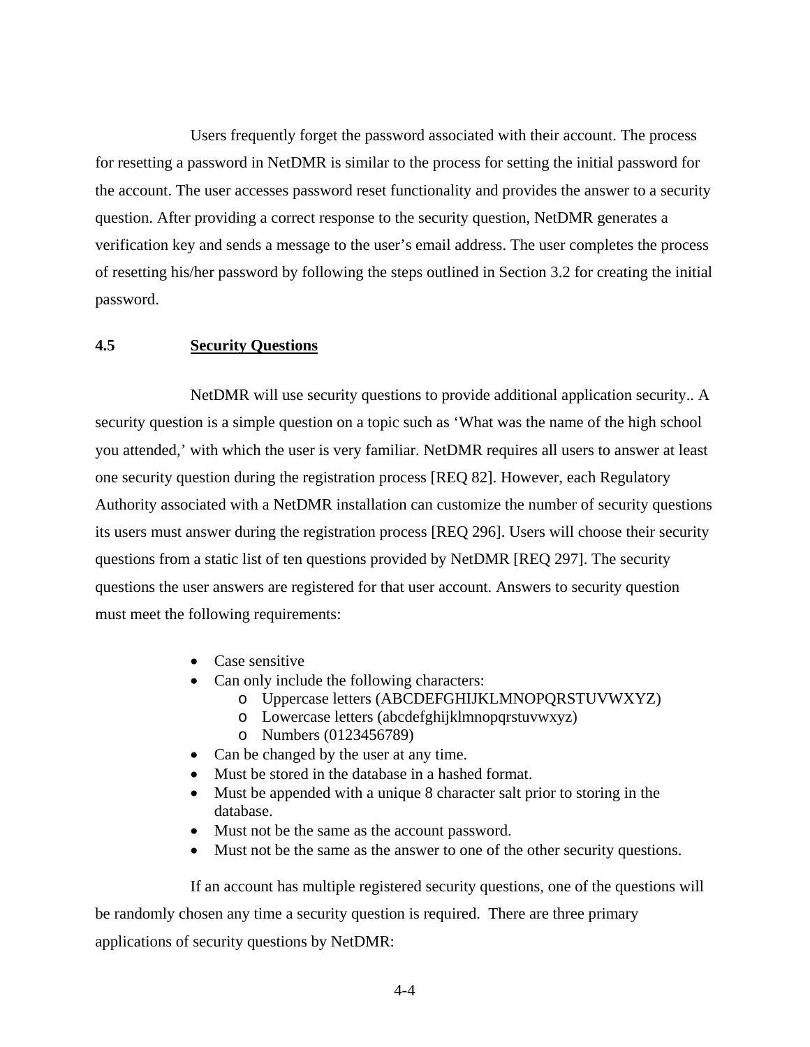Users frequently forget the password associated with their account. The process for resetting a password in NetDMR is similar to the process for setting the initial password for the account. The user accesses password reset functionality and provides the answer to a security question. After providing a correct response to the security question, NetDMR generates a verification key and sends a message to the user's email address. The user completes the process of resetting his/her password by following the steps outlined in Section 3.2 for creating the initial password.

### 4.5 Security Questions

NetDMR will use security questions to provide additional application security.. A security question is a simple question on a topic such as 'What was the name of the high school you attended,' with which the user is very familiar. NetDMR requires all users to answer at least one security question during the registration process [REQ 82]. However, each Regulatory Authority associated with a NetDMR installation can customize the number of security questions its users must answer during the registration process [REQ 296]. Users will choose their security questions from a static list of ten questions provided by NetDMR [REQ 297]. The security questions the user answers are registered for that user account. Answers to security question must meet the following requirements:

- Case sensitive
- Can only include the following characters:
  - Uppercase letters (ABCDEFGHIJKLMNOPQRSTUVWXYZ)
  - Lowercase letters (abcdefghijklmnopqrstuvwxyz)
  - Numbers (0123456789)
- Can be changed by the user at any time.
- Must be stored in the database in a hashed format.
- Must be appended with a unique 8 character salt prior to storing in the database.
- Must not be the same as the account password.
- Must not be the same as the answer to one of the other security questions.

If an account has multiple registered security questions, one of the questions will be randomly chosen any time a security question is required. There are three primary applications of security questions by NetDMR: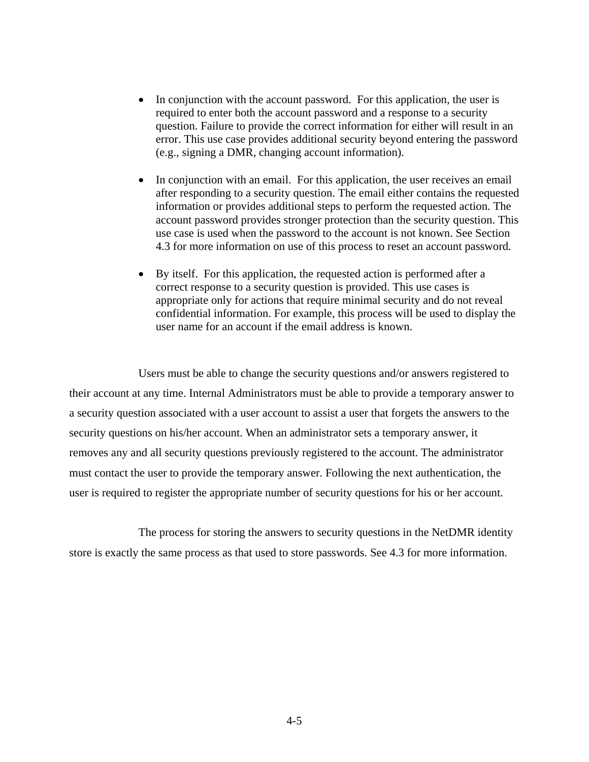- In conjunction with the account password. For this application, the user is required to enter both the account password and a response to a security question. Failure to provide the correct information for either will result in an error. This use case provides additional security beyond entering the password (e.g., signing a DMR, changing account information).

- In conjunction with an email. For this application, the user receives an email after responding to a security question. The email either contains the requested information or provides additional steps to perform the requested action. The account password provides stronger protection than the security question. This use case is used when the password to the account is not known. See Section 4.3 for more information on use of this process to reset an account password.

- By itself. For this application, the requested action is performed after a correct response to a security question is provided. This use cases is appropriate only for actions that require minimal security and do not reveal confidential information. For example, this process will be used to display the user name for an account if the email address is known.

Users must be able to change the security questions and/or answers registered to their account at any time. Internal Administrators must be able to provide a temporary answer to a security question associated with a user account to assist a user that forgets the answers to the security questions on his/her account. When an administrator sets a temporary answer, it removes any and all security questions previously registered to the account. The administrator must contact the user to provide the temporary answer. Following the next authentication, the user is required to register the appropriate number of security questions for his or her account.

The process for storing the answers to security questions in the NetDMR identity store is exactly the same process as that used to store passwords. See 4.3 for more information.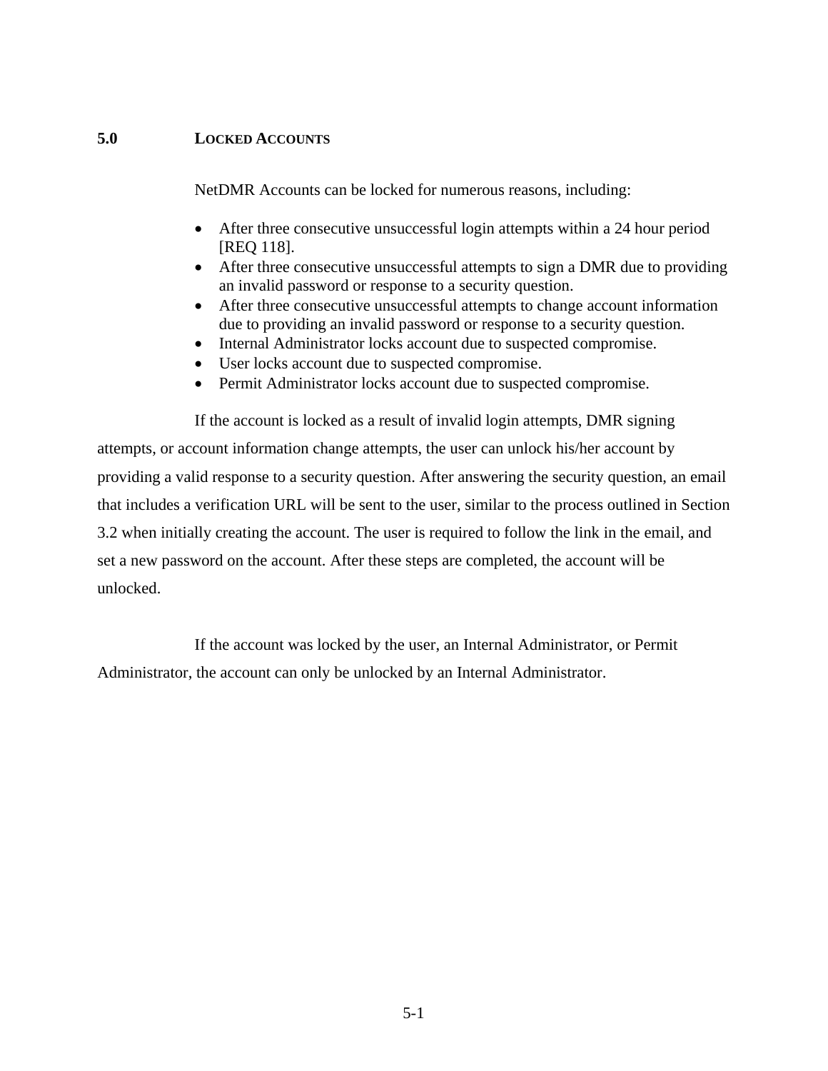# 5.0 LOCKED ACCOUNTS

NetDMR Accounts can be locked for numerous reasons, including:

- After three consecutive unsuccessful login attempts within a 24 hour period [REQ 118].
- After three consecutive unsuccessful attempts to sign a DMR due to providing an invalid password or response to a security question.
- After three consecutive unsuccessful attempts to change account information due to providing an invalid password or response to a security question.
- Internal Administrator locks account due to suspected compromise.
- User locks account due to suspected compromise.
- Permit Administrator locks account due to suspected compromise.

If the account is locked as a result of invalid login attempts, DMR signing attempts, or account information change attempts, the user can unlock his/her account by providing a valid response to a security question. After answering the security question, an email that includes a verification URL will be sent to the user, similar to the process outlined in Section 3.2 when initially creating the account. The user is required to follow the link in the email, and set a new password on the account. After these steps are completed, the account will be unlocked.

If the account was locked by the user, an Internal Administrator, or Permit Administrator, the account can only be unlocked by an Internal Administrator.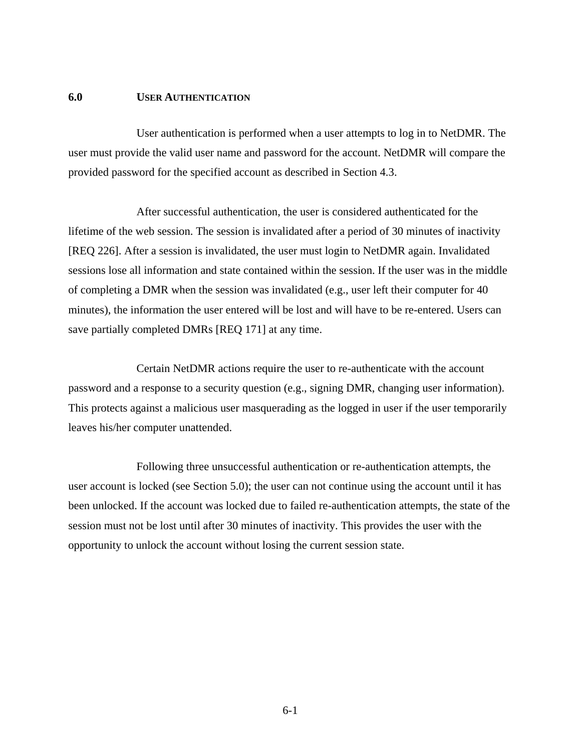# 6.0 USER AUTHENTICATION

User authentication is performed when a user attempts to log in to NetDMR. The user must provide the valid user name and password for the account. NetDMR will compare the provided password for the specified account as described in Section 4.3.

After successful authentication, the user is considered authenticated for the lifetime of the web session. The session is invalidated after a period of 30 minutes of inactivity [REQ 226]. After a session is invalidated, the user must login to NetDMR again. Invalidated sessions lose all information and state contained within the session. If the user was in the middle of completing a DMR when the session was invalidated (e.g., user left their computer for 40 minutes), the information the user entered will be lost and will have to be re-entered. Users can save partially completed DMRs [REQ 171] at any time.

Certain NetDMR actions require the user to re-authenticate with the account password and a response to a security question (e.g., signing DMR, changing user information). This protects against a malicious user masquerading as the logged in user if the user temporarily leaves his/her computer unattended.

Following three unsuccessful authentication or re-authentication attempts, the user account is locked (see Section 5.0); the user can not continue using the account until it has been unlocked. If the account was locked due to failed re-authentication attempts, the state of the session must not be lost until after 30 minutes of inactivity. This provides the user with the opportunity to unlock the account without losing the current session state.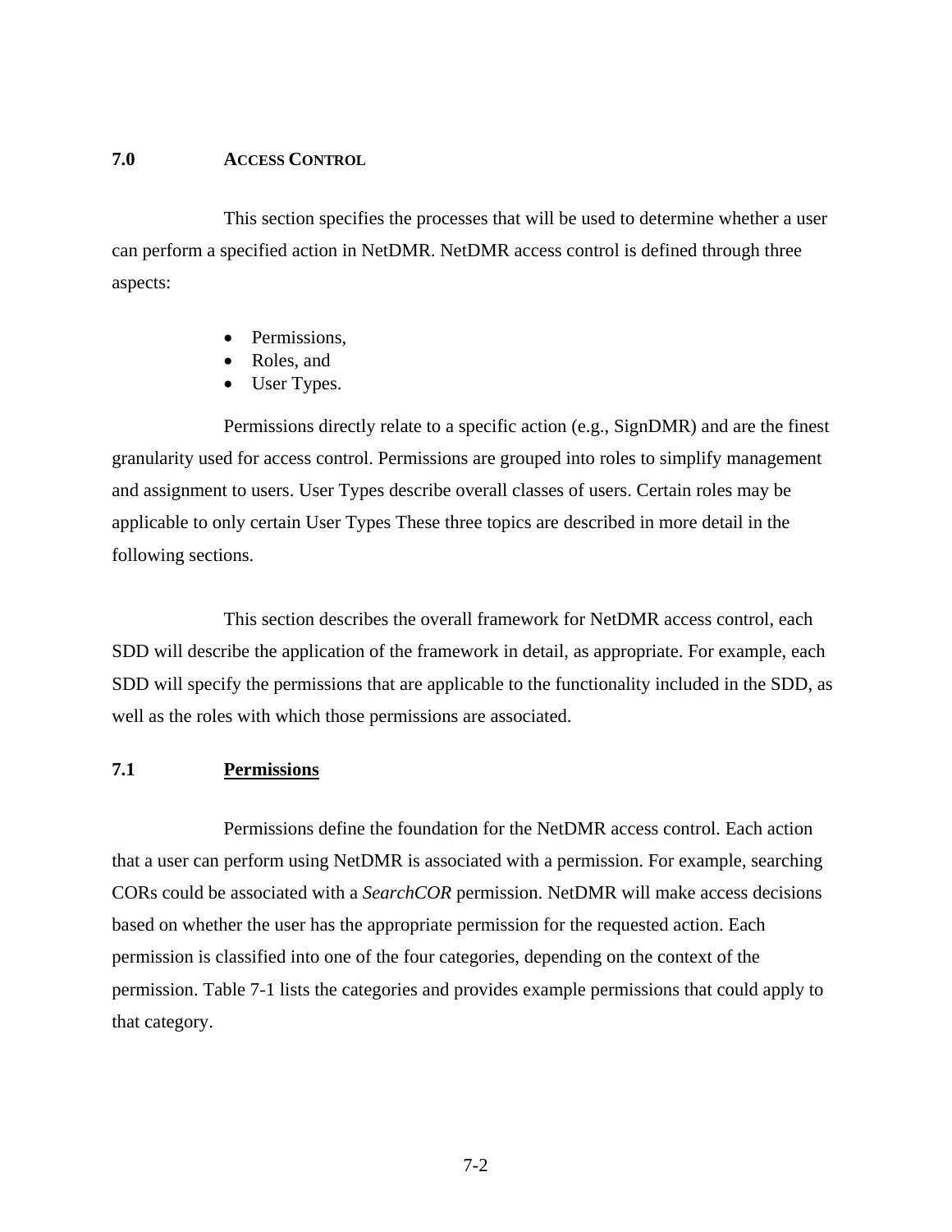# 7.0 ACCESS CONTROL

This section specifies the processes that will be used to determine whether a user can perform a specified action in NetDMR. NetDMR access control is defined through three aspects:

- Permissions,
- Roles, and
- User Types.

Permissions directly relate to a specific action (e.g., SignDMR) and are the finest granularity used for access control. Permissions are grouped into roles to simplify management and assignment to users. User Types describe overall classes of users. Certain roles may be applicable to only certain User Types These three topics are described in more detail in the following sections.

This section describes the overall framework for NetDMR access control, each SDD will describe the application of the framework in detail, as appropriate. For example, each SDD will specify the permissions that are applicable to the functionality included in the SDD, as well as the roles with which those permissions are associated.

## 7.1 Permissions

Permissions define the foundation for the NetDMR access control. Each action that a user can perform using NetDMR is associated with a permission. For example, searching CORs could be associated with a *SearchCOR* permission. NetDMR will make access decisions based on whether the user has the appropriate permission for the requested action. Each permission is classified into one of the four categories, depending on the context of the permission. Table 7-1 lists the categories and provides example permissions that could apply to that category.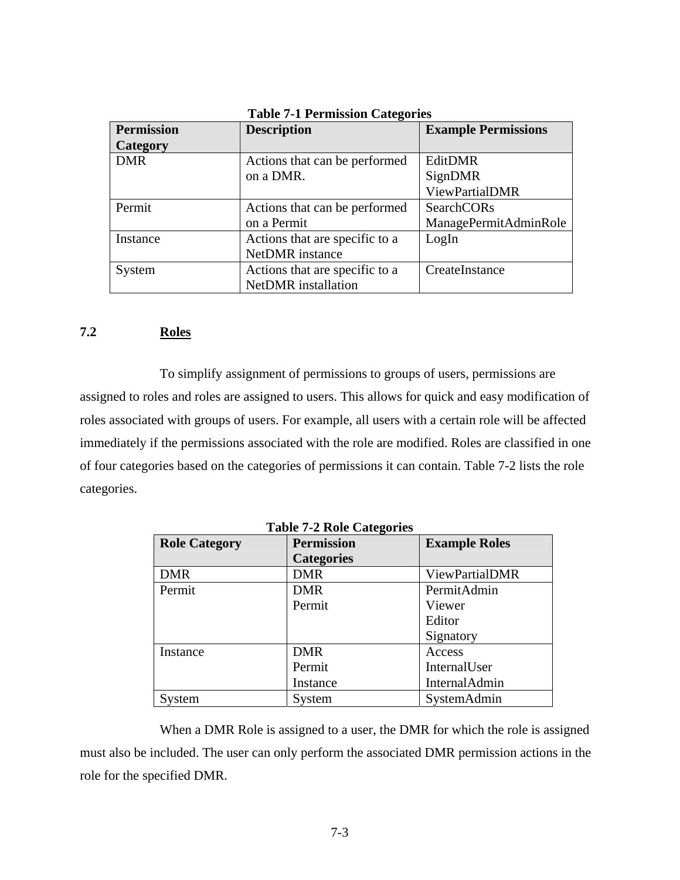**Table 7-1 Permission Categories**

| Permission Category | Description | Example Permissions |
|---|---|---|
| DMR | Actions that can be performed on a DMR. | EditDMR<br>SignDMR<br>ViewPartialDMR |
| Permit | Actions that can be performed on a Permit | SearchCORs<br>ManagePermitAdminRole |
| Instance | Actions that are specific to a NetDMR instance | LogIn |
| System | Actions that are specific to a NetDMR installation | CreateInstance |

## 7.2 Roles

To simplify assignment of permissions to groups of users, permissions are assigned to roles and roles are assigned to users. This allows for quick and easy modification of roles associated with groups of users. For example, all users with a certain role will be affected immediately if the permissions associated with the role are modified. Roles are classified in one of four categories based on the categories of permissions it can contain. Table 7-2 lists the role categories.

**Table 7-2 Role Categories**

| Role Category | Permission Categories | Example Roles |
|---|---|---|
| DMR | DMR | ViewPartialDMR |
| Permit | DMR<br>Permit | PermitAdmin<br>Viewer<br>Editor<br>Signatory |
| Instance | DMR<br>Permit<br>Instance | Access<br>InternalUser<br>InternalAdmin |
| System | System | SystemAdmin |

When a DMR Role is assigned to a user, the DMR for which the role is assigned must also be included. The user can only perform the associated DMR permission actions in the role for the specified DMR.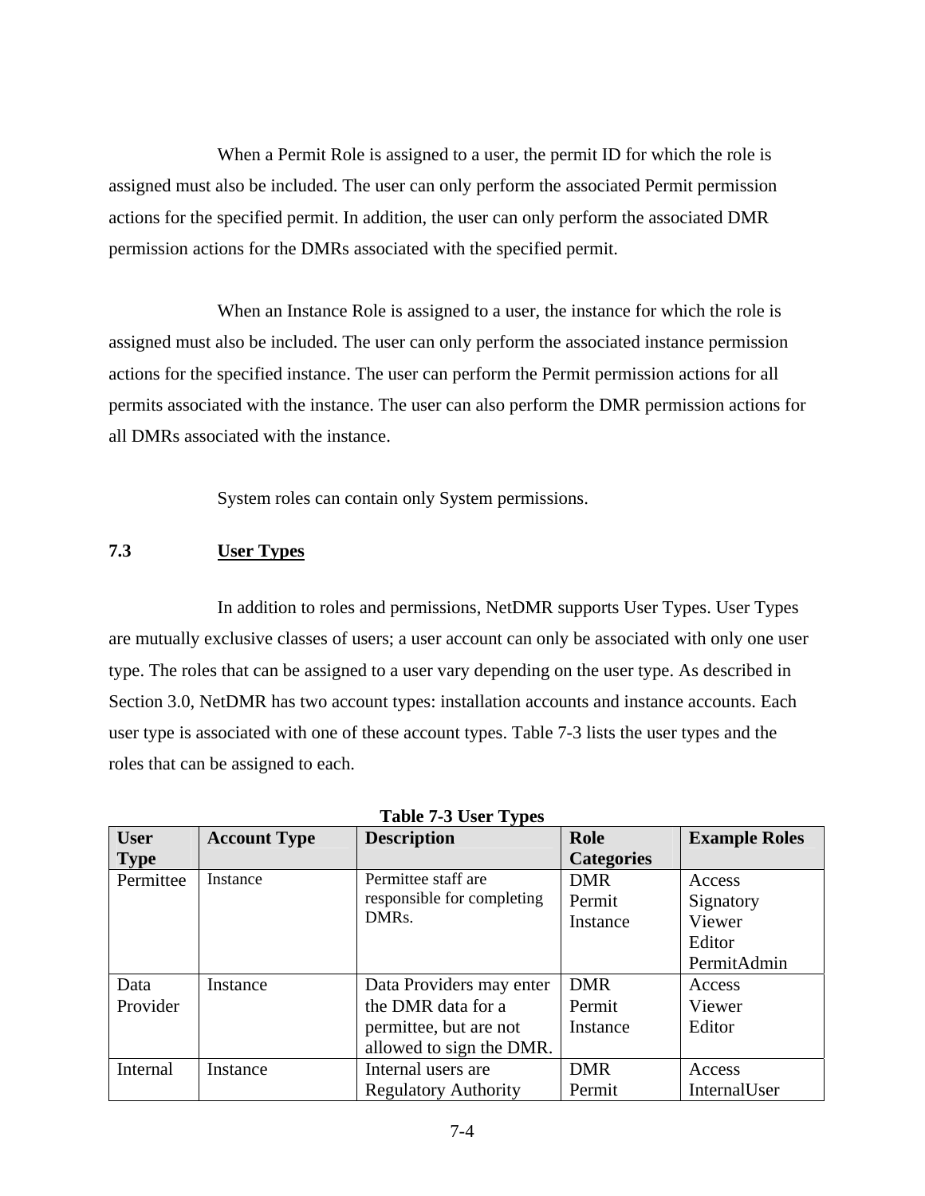When a Permit Role is assigned to a user, the permit ID for which the role is assigned must also be included. The user can only perform the associated Permit permission actions for the specified permit. In addition, the user can only perform the associated DMR permission actions for the DMRs associated with the specified permit.

When an Instance Role is assigned to a user, the instance for which the role is assigned must also be included. The user can only perform the associated instance permission actions for the specified instance. The user can perform the Permit permission actions for all permits associated with the instance. The user can also perform the DMR permission actions for all DMRs associated with the instance.

System roles can contain only System permissions.

## 7.3 User Types

In addition to roles and permissions, NetDMR supports User Types. User Types are mutually exclusive classes of users; a user account can only be associated with only one user type. The roles that can be assigned to a user vary depending on the user type. As described in Section 3.0, NetDMR has two account types: installation accounts and instance accounts. Each user type is associated with one of these account types. Table 7-3 lists the user types and the roles that can be assigned to each.

**Table 7-3 User Types**

| User Type | Account Type | Description | Role Categories | Example Roles |
|---|---|---|---|---|
| Permittee | Instance | Permittee staff are responsible for completing DMRs. | DMR<br>Permit<br>Instance | Access<br>Signatory<br>Viewer<br>Editor<br>PermitAdmin |
| Data Provider | Instance | Data Providers may enter the DMR data for a permittee, but are not allowed to sign the DMR. | DMR<br>Permit<br>Instance | Access<br>Viewer<br>Editor |
| Internal | Instance | Internal users are Regulatory Authority | DMR<br>Permit | Access<br>InternalUser |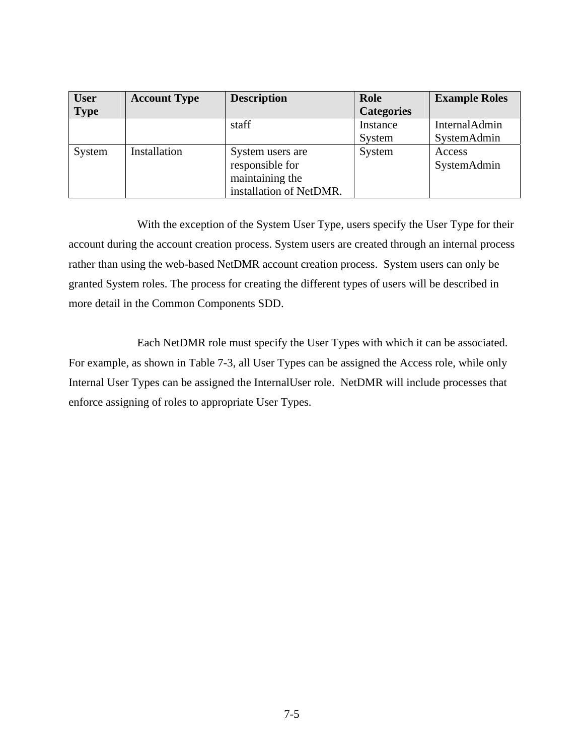| User Type | Account Type | Description | Role Categories | Example Roles |
|---|---|---|---|---|
| | | staff | Instance System | InternalAdmin SystemAdmin |
| System | Installation | System users are responsible for maintaining the installation of NetDMR. | System | Access SystemAdmin |

With the exception of the System User Type, users specify the User Type for their account during the account creation process. System users are created through an internal process rather than using the web-based NetDMR account creation process. System users can only be granted System roles. The process for creating the different types of users will be described in more detail in the Common Components SDD.

Each NetDMR role must specify the User Types with which it can be associated. For example, as shown in Table 7-3, all User Types can be assigned the Access role, while only Internal User Types can be assigned the InternalUser role. NetDMR will include processes that enforce assigning of roles to appropriate User Types.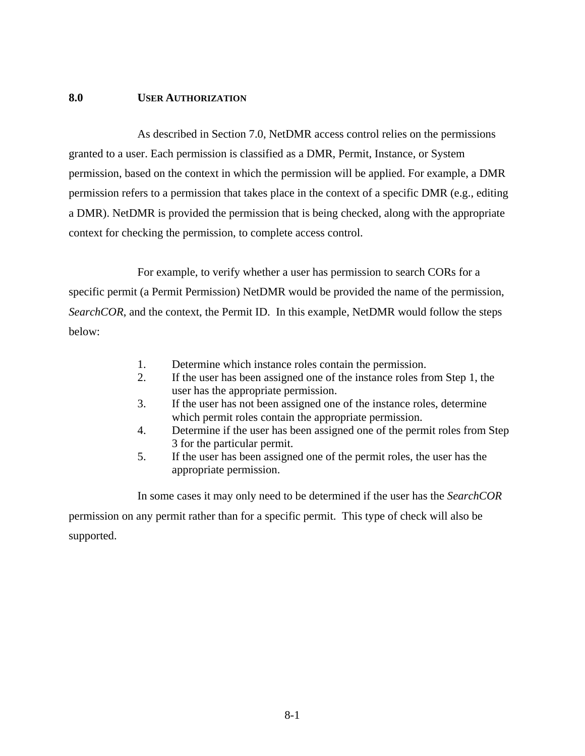# 8.0 USER AUTHORIZATION

As described in Section 7.0, NetDMR access control relies on the permissions granted to a user. Each permission is classified as a DMR, Permit, Instance, or System permission, based on the context in which the permission will be applied. For example, a DMR permission refers to a permission that takes place in the context of a specific DMR (e.g., editing a DMR). NetDMR is provided the permission that is being checked, along with the appropriate context for checking the permission, to complete access control.

For example, to verify whether a user has permission to search CORs for a specific permit (a Permit Permission) NetDMR would be provided the name of the permission, *SearchCOR*, and the context, the Permit ID. In this example, NetDMR would follow the steps below:

1. Determine which instance roles contain the permission.
2. If the user has been assigned one of the instance roles from Step 1, the user has the appropriate permission.
3. If the user has not been assigned one of the instance roles, determine which permit roles contain the appropriate permission.
4. Determine if the user has been assigned one of the permit roles from Step 3 for the particular permit.
5. If the user has been assigned one of the permit roles, the user has the appropriate permission.

In some cases it may only need to be determined if the user has the *SearchCOR* permission on any permit rather than for a specific permit. This type of check will also be supported.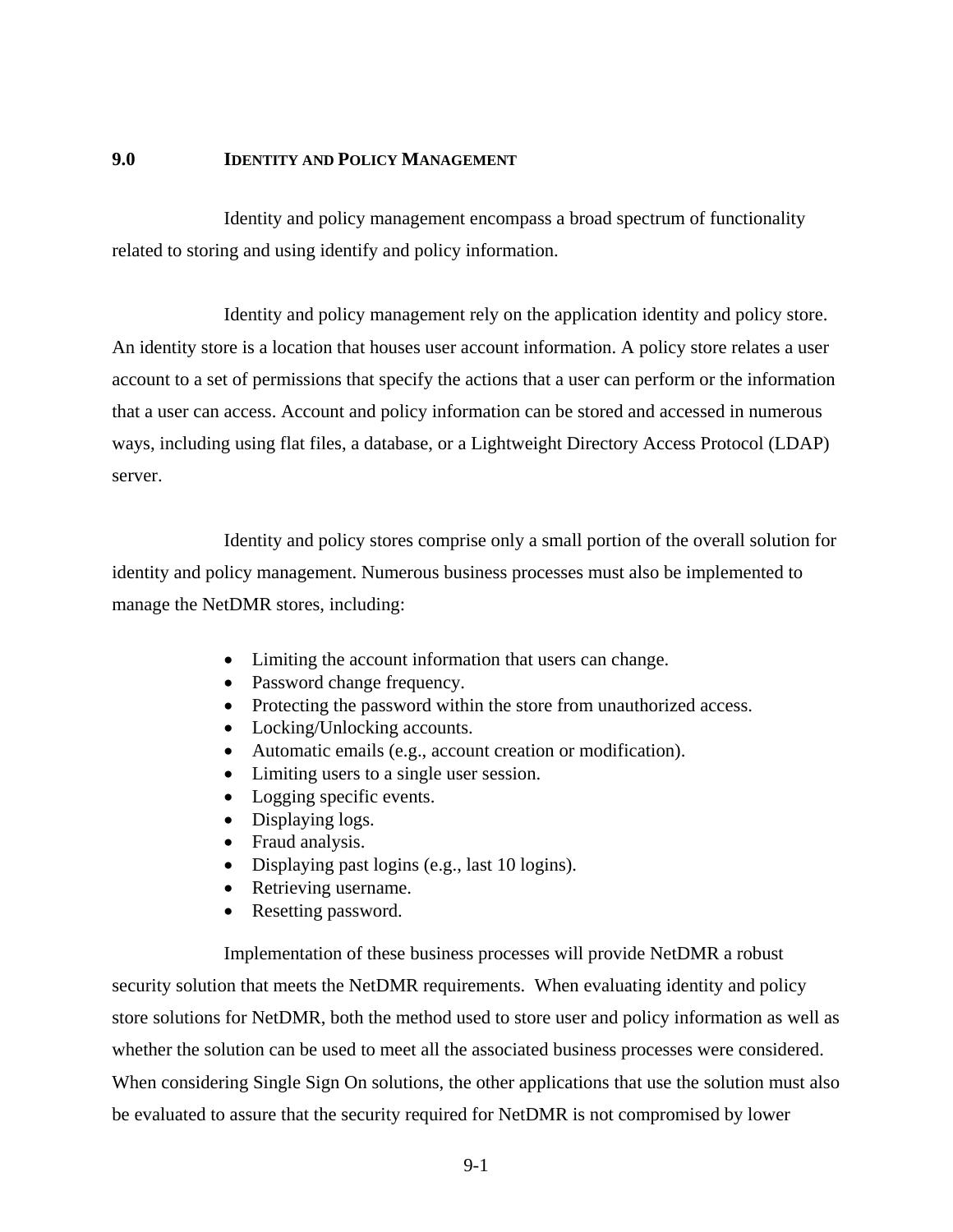# 9.0 IDENTITY AND POLICY MANAGEMENT

Identity and policy management encompass a broad spectrum of functionality related to storing and using identify and policy information.

Identity and policy management rely on the application identity and policy store. An identity store is a location that houses user account information. A policy store relates a user account to a set of permissions that specify the actions that a user can perform or the information that a user can access. Account and policy information can be stored and accessed in numerous ways, including using flat files, a database, or a Lightweight Directory Access Protocol (LDAP) server.

Identity and policy stores comprise only a small portion of the overall solution for identity and policy management. Numerous business processes must also be implemented to manage the NetDMR stores, including:

- Limiting the account information that users can change.
- Password change frequency.
- Protecting the password within the store from unauthorized access.
- Locking/Unlocking accounts.
- Automatic emails (e.g., account creation or modification).
- Limiting users to a single user session.
- Logging specific events.
- Displaying logs.
- Fraud analysis.
- Displaying past logins (e.g., last 10 logins).
- Retrieving username.
- Resetting password.

Implementation of these business processes will provide NetDMR a robust security solution that meets the NetDMR requirements. When evaluating identity and policy store solutions for NetDMR, both the method used to store user and policy information as well as whether the solution can be used to meet all the associated business processes were considered. When considering Single Sign On solutions, the other applications that use the solution must also be evaluated to assure that the security required for NetDMR is not compromised by lower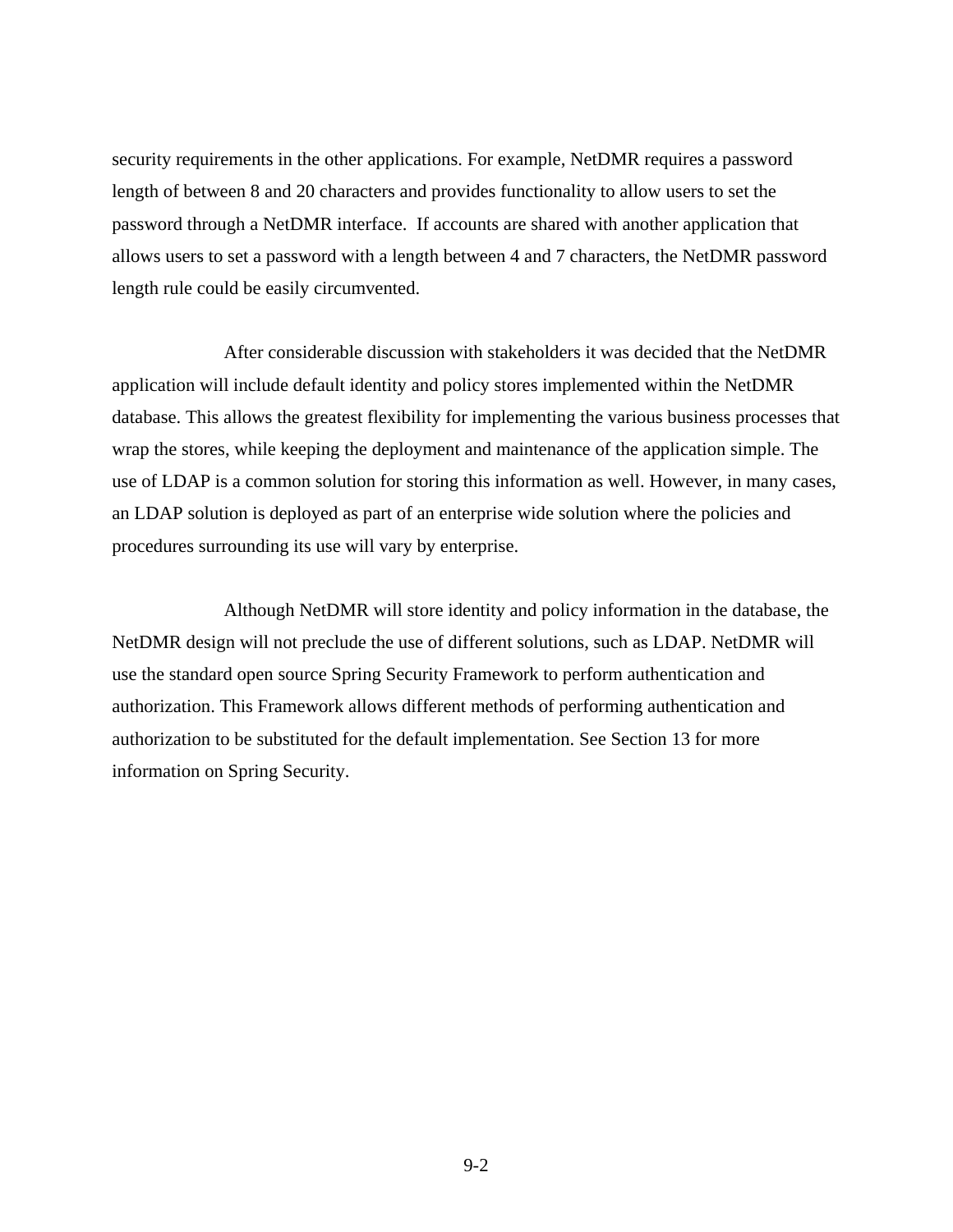security requirements in the other applications. For example, NetDMR requires a password length of between 8 and 20 characters and provides functionality to allow users to set the password through a NetDMR interface. If accounts are shared with another application that allows users to set a password with a length between 4 and 7 characters, the NetDMR password length rule could be easily circumvented.

After considerable discussion with stakeholders it was decided that the NetDMR application will include default identity and policy stores implemented within the NetDMR database. This allows the greatest flexibility for implementing the various business processes that wrap the stores, while keeping the deployment and maintenance of the application simple. The use of LDAP is a common solution for storing this information as well. However, in many cases, an LDAP solution is deployed as part of an enterprise wide solution where the policies and procedures surrounding its use will vary by enterprise.

Although NetDMR will store identity and policy information in the database, the NetDMR design will not preclude the use of different solutions, such as LDAP. NetDMR will use the standard open source Spring Security Framework to perform authentication and authorization. This Framework allows different methods of performing authentication and authorization to be substituted for the default implementation. See Section 13 for more information on Spring Security.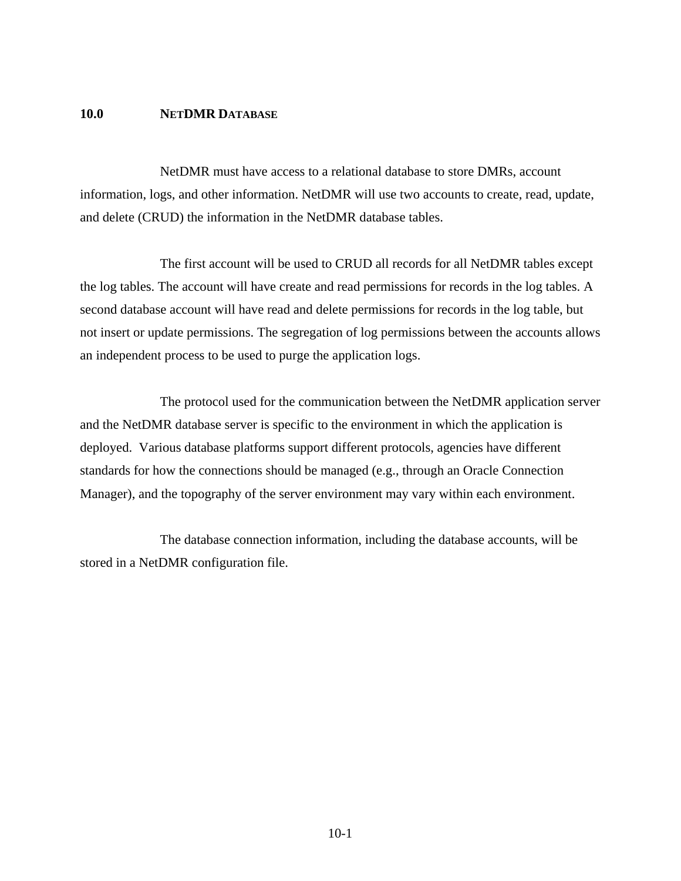# 10.0 NETDMR DATABASE

NetDMR must have access to a relational database to store DMRs, account information, logs, and other information. NetDMR will use two accounts to create, read, update, and delete (CRUD) the information in the NetDMR database tables.

The first account will be used to CRUD all records for all NetDMR tables except the log tables. The account will have create and read permissions for records in the log tables. A second database account will have read and delete permissions for records in the log table, but not insert or update permissions. The segregation of log permissions between the accounts allows an independent process to be used to purge the application logs.

The protocol used for the communication between the NetDMR application server and the NetDMR database server is specific to the environment in which the application is deployed. Various database platforms support different protocols, agencies have different standards for how the connections should be managed (e.g., through an Oracle Connection Manager), and the topography of the server environment may vary within each environment.

The database connection information, including the database accounts, will be stored in a NetDMR configuration file.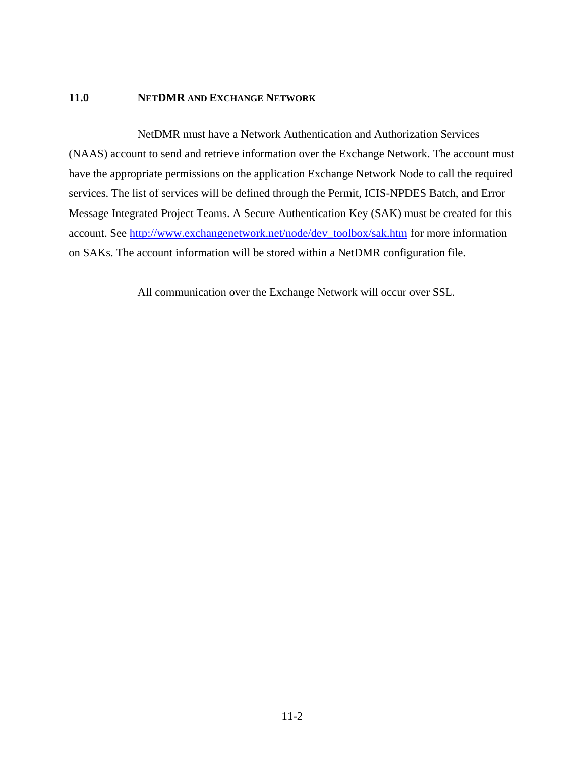## 11.0 NETDMR AND EXCHANGE NETWORK

NetDMR must have a Network Authentication and Authorization Services (NAAS) account to send and retrieve information over the Exchange Network. The account must have the appropriate permissions on the application Exchange Network Node to call the required services. The list of services will be defined through the Permit, ICIS-NPDES Batch, and Error Message Integrated Project Teams. A Secure Authentication Key (SAK) must be created for this account. See http://www.exchangenetwork.net/node/dev_toolbox/sak.htm for more information on SAKs. The account information will be stored within a NetDMR configuration file.

All communication over the Exchange Network will occur over SSL.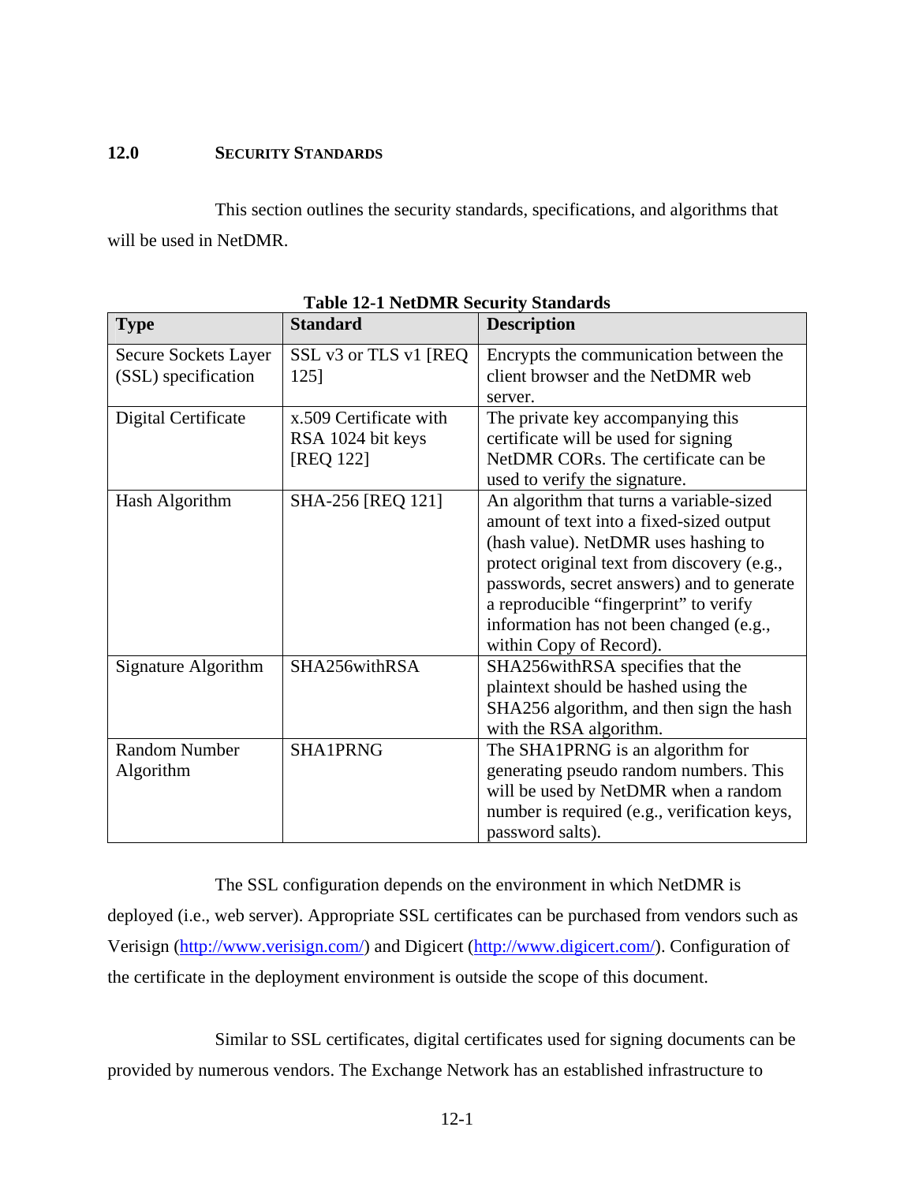## 12.0 SECURITY STANDARDS

This section outlines the security standards, specifications, and algorithms that will be used in NetDMR.

**Table 12-1 NetDMR Security Standards**

| Type | Standard | Description |
|---|---|---|
| Secure Sockets Layer (SSL) specification | SSL v3 or TLS v1 [REQ 125] | Encrypts the communication between the client browser and the NetDMR web server. |
| Digital Certificate | x.509 Certificate with RSA 1024 bit keys [REQ 122] | The private key accompanying this certificate will be used for signing NetDMR CORs. The certificate can be used to verify the signature. |
| Hash Algorithm | SHA-256 [REQ 121] | An algorithm that turns a variable-sized amount of text into a fixed-sized output (hash value). NetDMR uses hashing to protect original text from discovery (e.g., passwords, secret answers) and to generate a reproducible "fingerprint" to verify information has not been changed (e.g., within Copy of Record). |
| Signature Algorithm | SHA256withRSA | SHA256withRSA specifies that the plaintext should be hashed using the SHA256 algorithm, and then sign the hash with the RSA algorithm. |
| Random Number Algorithm | SHA1PRNG | The SHA1PRNG is an algorithm for generating pseudo random numbers. This will be used by NetDMR when a random number is required (e.g., verification keys, password salts). |

The SSL configuration depends on the environment in which NetDMR is deployed (i.e., web server). Appropriate SSL certificates can be purchased from vendors such as Verisign (http://www.verisign.com/) and Digicert (http://www.digicert.com/). Configuration of the certificate in the deployment environment is outside the scope of this document.

Similar to SSL certificates, digital certificates used for signing documents can be provided by numerous vendors. The Exchange Network has an established infrastructure to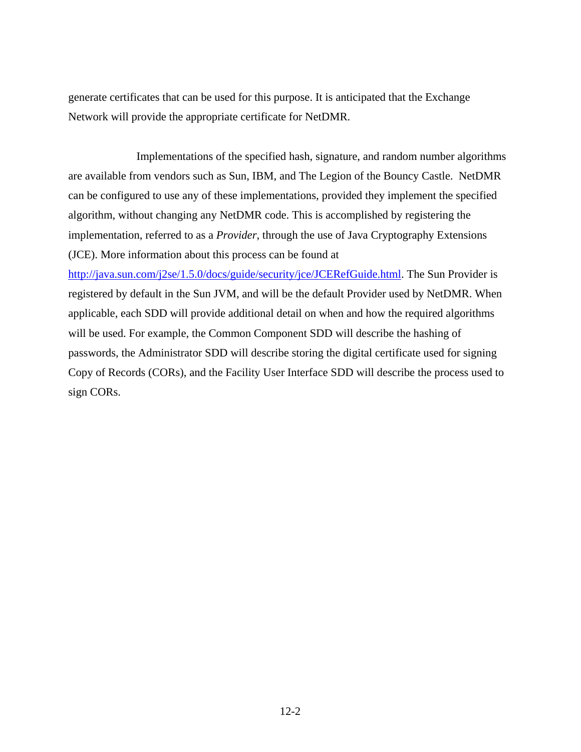generate certificates that can be used for this purpose. It is anticipated that the Exchange Network will provide the appropriate certificate for NetDMR.

Implementations of the specified hash, signature, and random number algorithms are available from vendors such as Sun, IBM, and The Legion of the Bouncy Castle. NetDMR can be configured to use any of these implementations, provided they implement the specified algorithm, without changing any NetDMR code. This is accomplished by registering the implementation, referred to as a *Provider*, through the use of Java Cryptography Extensions (JCE). More information about this process can be found at [http://java.sun.com/j2se/1.5.0/docs/guide/security/jce/JCERefGuide.html](http://java.sun.com/j2se/1.5.0/docs/guide/security/jce/JCERefGuide.html). The Sun Provider is registered by default in the Sun JVM, and will be the default Provider used by NetDMR. When applicable, each SDD will provide additional detail on when and how the required algorithms will be used. For example, the Common Component SDD will describe the hashing of passwords, the Administrator SDD will describe storing the digital certificate used for signing Copy of Records (CORs), and the Facility User Interface SDD will describe the process used to sign CORs.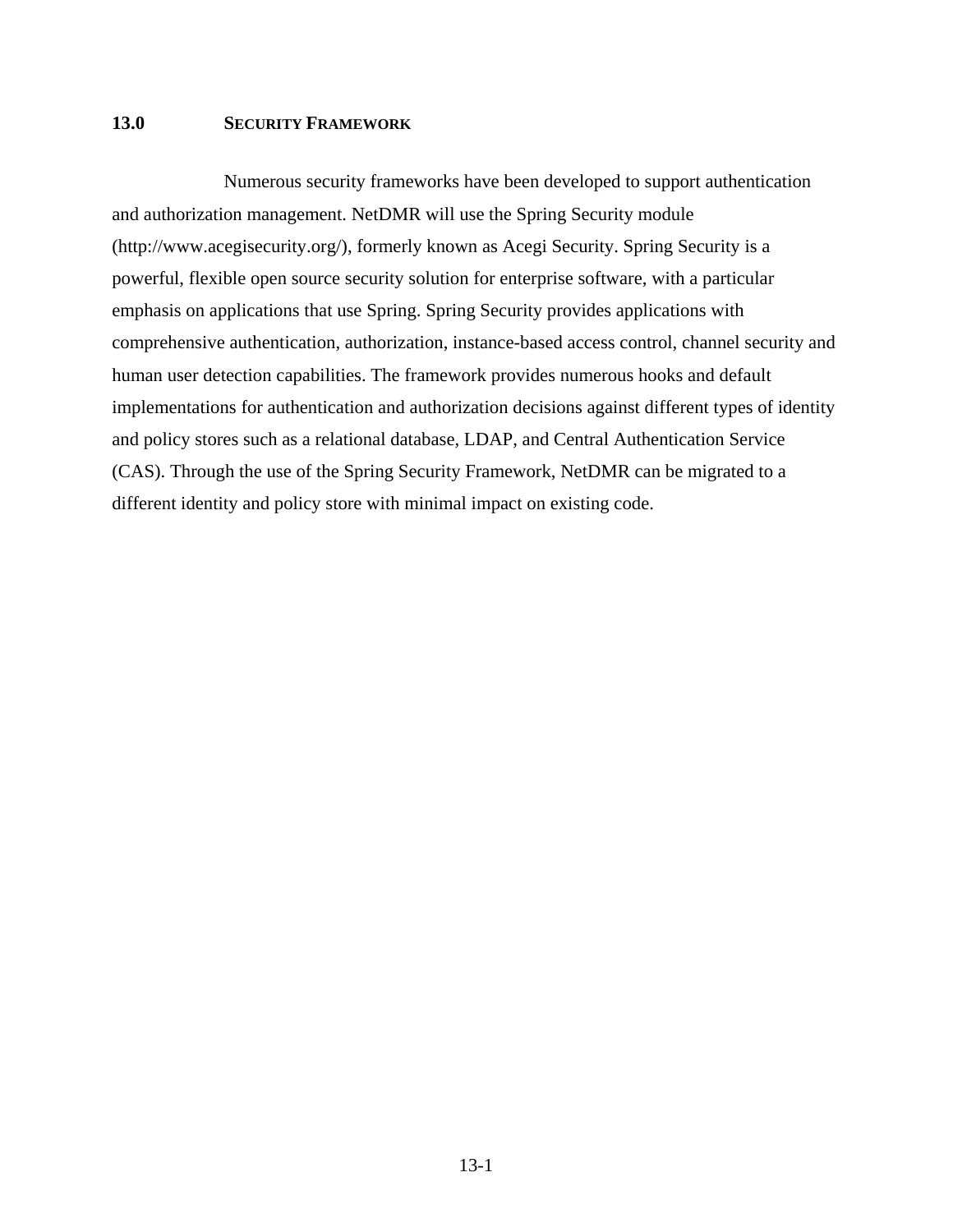## 13.0 SECURITY FRAMEWORK

Numerous security frameworks have been developed to support authentication and authorization management. NetDMR will use the Spring Security module (http://www.acegisecurity.org/), formerly known as Acegi Security. Spring Security is a powerful, flexible open source security solution for enterprise software, with a particular emphasis on applications that use Spring. Spring Security provides applications with comprehensive authentication, authorization, instance-based access control, channel security and human user detection capabilities. The framework provides numerous hooks and default implementations for authentication and authorization decisions against different types of identity and policy stores such as a relational database, LDAP, and Central Authentication Service (CAS). Through the use of the Spring Security Framework, NetDMR can be migrated to a different identity and policy store with minimal impact on existing code.